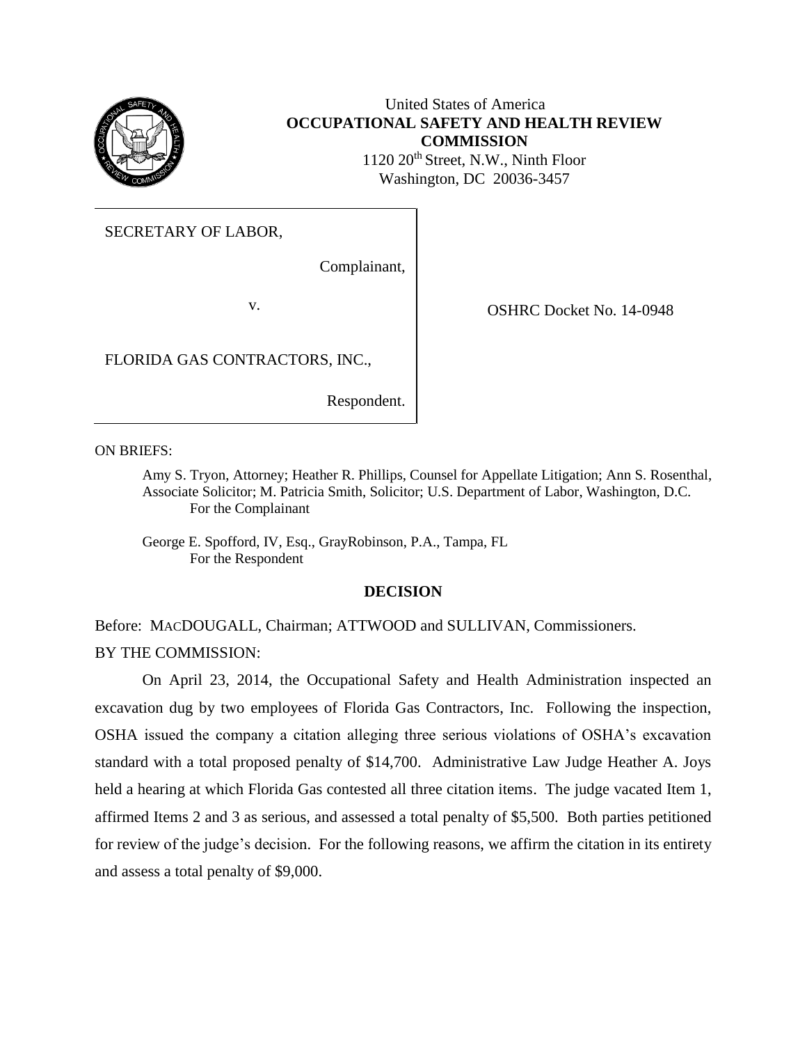United States of America
**OCCUPATIONAL SAFETY AND HEALTH REVIEW COMMISSION**
1120 20th Street, N.W., Ninth Floor
Washington, DC 20036-3457

| | |
|---|---|
| SECRETARY OF LABOR,<br><br>Complainant,<br><br>v.<br><br>FLORIDA GAS CONTRACTORS, INC.,<br><br>Respondent. | OSHRC Docket No. 14-0948 |

ON BRIEFS:

Amy S. Tryon, Attorney; Heather R. Phillips, Counsel for Appellate Litigation; Ann S. Rosenthal, Associate Solicitor; M. Patricia Smith, Solicitor; U.S. Department of Labor, Washington, D.C.
For the Complainant

George E. Spofford, IV, Esq., GrayRobinson, P.A., Tampa, FL
For the Respondent

## DECISION

Before: MACDOUGALL, Chairman; ATTWOOD and SULLIVAN, Commissioners.

BY THE COMMISSION:

On April 23, 2014, the Occupational Safety and Health Administration inspected an excavation dug by two employees of Florida Gas Contractors, Inc. Following the inspection, OSHA issued the company a citation alleging three serious violations of OSHA's excavation standard with a total proposed penalty of $14,700. Administrative Law Judge Heather A. Joys held a hearing at which Florida Gas contested all three citation items. The judge vacated Item 1, affirmed Items 2 and 3 as serious, and assessed a total penalty of $5,500. Both parties petitioned for review of the judge's decision. For the following reasons, we affirm the citation in its entirety and assess a total penalty of $9,000.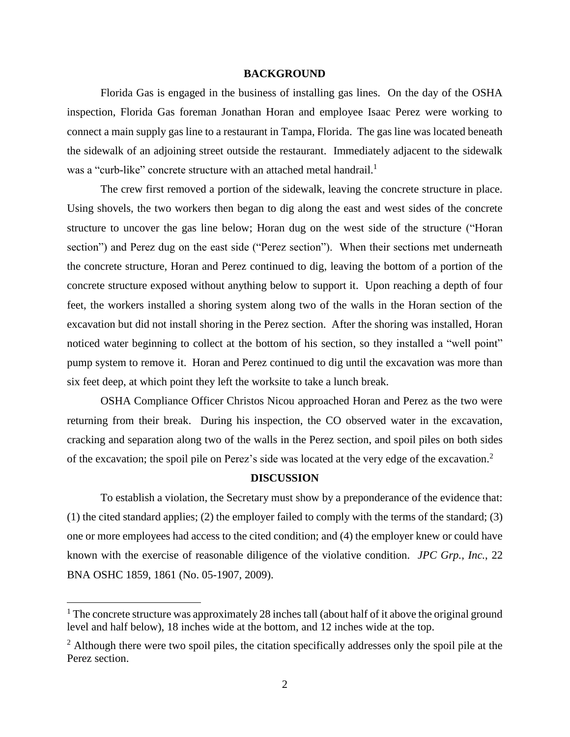## BACKGROUND

Florida Gas is engaged in the business of installing gas lines. On the day of the OSHA inspection, Florida Gas foreman Jonathan Horan and employee Isaac Perez were working to connect a main supply gas line to a restaurant in Tampa, Florida. The gas line was located beneath the sidewalk of an adjoining street outside the restaurant. Immediately adjacent to the sidewalk was a "curb-like" concrete structure with an attached metal handrail.[1]

The crew first removed a portion of the sidewalk, leaving the concrete structure in place. Using shovels, the two workers then began to dig along the east and west sides of the concrete structure to uncover the gas line below; Horan dug on the west side of the structure ("Horan section") and Perez dug on the east side ("Perez section"). When their sections met underneath the concrete structure, Horan and Perez continued to dig, leaving the bottom of a portion of the concrete structure exposed without anything below to support it. Upon reaching a depth of four feet, the workers installed a shoring system along two of the walls in the Horan section of the excavation but did not install shoring in the Perez section. After the shoring was installed, Horan noticed water beginning to collect at the bottom of his section, so they installed a "well point" pump system to remove it. Horan and Perez continued to dig until the excavation was more than six feet deep, at which point they left the worksite to take a lunch break.

OSHA Compliance Officer Christos Nicou approached Horan and Perez as the two were returning from their break. During his inspection, the CO observed water in the excavation, cracking and separation along two of the walls in the Perez section, and spoil piles on both sides of the excavation; the spoil pile on Perez's side was located at the very edge of the excavation.[2]

## DISCUSSION

To establish a violation, the Secretary must show by a preponderance of the evidence that: (1) the cited standard applies; (2) the employer failed to comply with the terms of the standard; (3) one or more employees had access to the cited condition; and (4) the employer knew or could have known with the exercise of reasonable diligence of the violative condition. *JPC Grp., Inc.*, 22 BNA OSHC 1859, 1861 (No. 05-1907, 2009).

---

[1] The concrete structure was approximately 28 inches tall (about half of it above the original ground level and half below), 18 inches wide at the bottom, and 12 inches wide at the top.

[2] Although there were two spoil piles, the citation specifically addresses only the spoil pile at the Perez section.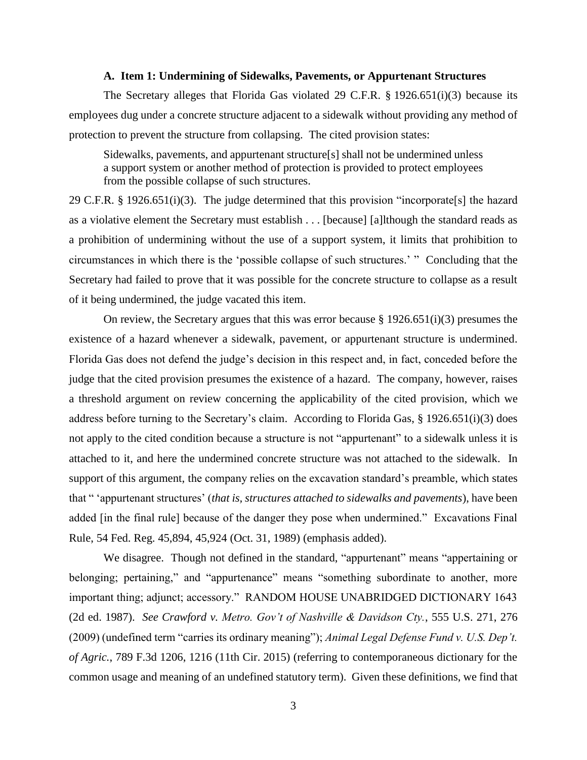### A. Item 1: Undermining of Sidewalks, Pavements, or Appurtenant Structures

The Secretary alleges that Florida Gas violated 29 C.F.R. § 1926.651(i)(3) because its employees dug under a concrete structure adjacent to a sidewalk without providing any method of protection to prevent the structure from collapsing. The cited provision states:

> Sidewalks, pavements, and appurtenant structure[s] shall not be undermined unless a support system or another method of protection is provided to protect employees from the possible collapse of such structures.

29 C.F.R. § 1926.651(i)(3). The judge determined that this provision "incorporate[s] the hazard as a violative element the Secretary must establish . . . [because] [a]lthough the standard reads as a prohibition of undermining without the use of a support system, it limits that prohibition to circumstances in which there is the 'possible collapse of such structures.' " Concluding that the Secretary had failed to prove that it was possible for the concrete structure to collapse as a result of it being undermined, the judge vacated this item.

On review, the Secretary argues that this was error because § 1926.651(i)(3) presumes the existence of a hazard whenever a sidewalk, pavement, or appurtenant structure is undermined. Florida Gas does not defend the judge's decision in this respect and, in fact, conceded before the judge that the cited provision presumes the existence of a hazard. The company, however, raises a threshold argument on review concerning the applicability of the cited provision, which we address before turning to the Secretary's claim. According to Florida Gas, § 1926.651(i)(3) does not apply to the cited condition because a structure is not "appurtenant" to a sidewalk unless it is attached to it, and here the undermined concrete structure was not attached to the sidewalk. In support of this argument, the company relies on the excavation standard's preamble, which states that " 'appurtenant structures' (*that is, structures attached to sidewalks and pavements*), have been added [in the final rule] because of the danger they pose when undermined." Excavations Final Rule, 54 Fed. Reg. 45,894, 45,924 (Oct. 31, 1989) (emphasis added).

We disagree. Though not defined in the standard, "appurtenant" means "appertaining or belonging; pertaining," and "appurtenance" means "something subordinate to another, more important thing; adjunct; accessory." RANDOM HOUSE UNABRIDGED DICTIONARY 1643 (2d ed. 1987). *See Crawford v. Metro. Gov't of Nashville & Davidson Cty.*, 555 U.S. 271, 276 (2009) (undefined term "carries its ordinary meaning"); *Animal Legal Defense Fund v. U.S. Dep't. of Agric.*, 789 F.3d 1206, 1216 (11th Cir. 2015) (referring to contemporaneous dictionary for the common usage and meaning of an undefined statutory term). Given these definitions, we find that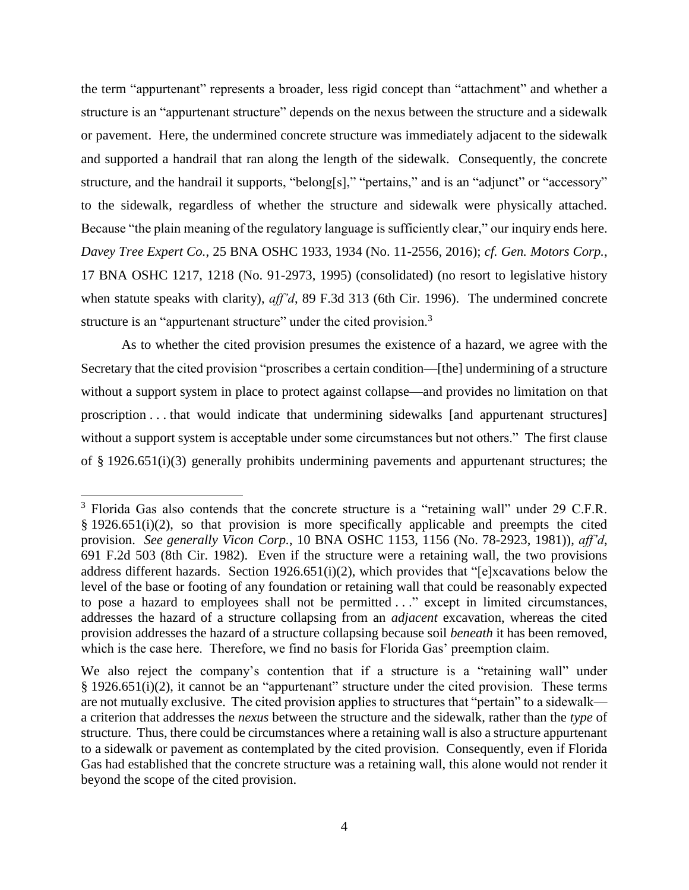the term "appurtenant" represents a broader, less rigid concept than "attachment" and whether a structure is an "appurtenant structure" depends on the nexus between the structure and a sidewalk or pavement. Here, the undermined concrete structure was immediately adjacent to the sidewalk and supported a handrail that ran along the length of the sidewalk. Consequently, the concrete structure, and the handrail it supports, "belong[s]," "pertains," and is an "adjunct" or "accessory" to the sidewalk, regardless of whether the structure and sidewalk were physically attached. Because "the plain meaning of the regulatory language is sufficiently clear," our inquiry ends here. *Davey Tree Expert Co.*, 25 BNA OSHC 1933, 1934 (No. 11-2556, 2016); *cf. Gen. Motors Corp.*, 17 BNA OSHC 1217, 1218 (No. 91-2973, 1995) (consolidated) (no resort to legislative history when statute speaks with clarity), *aff'd*, 89 F.3d 313 (6th Cir. 1996). The undermined concrete structure is an "appurtenant structure" under the cited provision.[3]

As to whether the cited provision presumes the existence of a hazard, we agree with the Secretary that the cited provision "proscribes a certain condition—[the] undermining of a structure without a support system in place to protect against collapse—and provides no limitation on that proscription . . . that would indicate that undermining sidewalks [and appurtenant structures] without a support system is acceptable under some circumstances but not others." The first clause of § 1926.651(i)(3) generally prohibits undermining pavements and appurtenant structures; the

---

[3] Florida Gas also contends that the concrete structure is a "retaining wall" under 29 C.F.R. § 1926.651(i)(2), so that provision is more specifically applicable and preempts the cited provision. *See generally Vicon Corp.*, 10 BNA OSHC 1153, 1156 (No. 78-2923, 1981)), *aff'd*, 691 F.2d 503 (8th Cir. 1982). Even if the structure were a retaining wall, the two provisions address different hazards. Section 1926.651(i)(2), which provides that "[e]xcavations below the level of the base or footing of any foundation or retaining wall that could be reasonably expected to pose a hazard to employees shall not be permitted . . ." except in limited circumstances, addresses the hazard of a structure collapsing from an *adjacent* excavation, whereas the cited provision addresses the hazard of a structure collapsing because soil *beneath* it has been removed, which is the case here. Therefore, we find no basis for Florida Gas' preemption claim.

We also reject the company's contention that if a structure is a "retaining wall" under § 1926.651(i)(2), it cannot be an "appurtenant" structure under the cited provision. These terms are not mutually exclusive. The cited provision applies to structures that "pertain" to a sidewalk—a criterion that addresses the *nexus* between the structure and the sidewalk, rather than the *type* of structure. Thus, there could be circumstances where a retaining wall is also a structure appurtenant to a sidewalk or pavement as contemplated by the cited provision. Consequently, even if Florida Gas had established that the concrete structure was a retaining wall, this alone would not render it beyond the scope of the cited provision.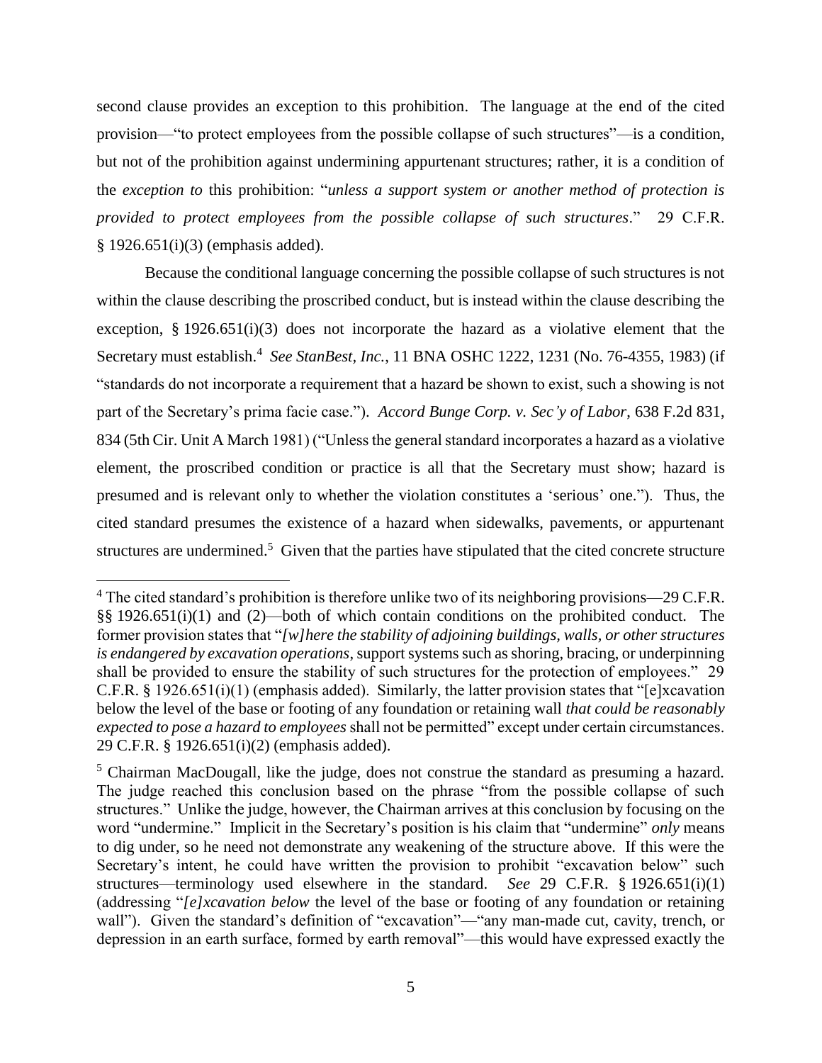second clause provides an exception to this prohibition. The language at the end of the cited provision—"to protect employees from the possible collapse of such structures"—is a condition, but not of the prohibition against undermining appurtenant structures; rather, it is a condition of the *exception to* this prohibition: "*unless a support system or another method of protection is provided to protect employees from the possible collapse of such structures*." 29 C.F.R. § 1926.651(i)(3) (emphasis added).

Because the conditional language concerning the possible collapse of such structures is not within the clause describing the proscribed conduct, but is instead within the clause describing the exception, § 1926.651(i)(3) does not incorporate the hazard as a violative element that the Secretary must establish.[4] *See StanBest, Inc.*, 11 BNA OSHC 1222, 1231 (No. 76-4355, 1983) (if "standards do not incorporate a requirement that a hazard be shown to exist, such a showing is not part of the Secretary's prima facie case."). *Accord Bunge Corp. v. Sec'y of Labor*, 638 F.2d 831, 834 (5th Cir. Unit A March 1981) ("Unless the general standard incorporates a hazard as a violative element, the proscribed condition or practice is all that the Secretary must show; hazard is presumed and is relevant only to whether the violation constitutes a 'serious' one."). Thus, the cited standard presumes the existence of a hazard when sidewalks, pavements, or appurtenant structures are undermined.[5] Given that the parties have stipulated that the cited concrete structure

[4] The cited standard's prohibition is therefore unlike two of its neighboring provisions—29 C.F.R. §§ 1926.651(i)(1) and (2)—both of which contain conditions on the prohibited conduct. The former provision states that "*[w]here the stability of adjoining buildings, walls, or other structures is endangered by excavation operations*, support systems such as shoring, bracing, or underpinning shall be provided to ensure the stability of such structures for the protection of employees." 29 C.F.R. § 1926.651(i)(1) (emphasis added). Similarly, the latter provision states that "[e]xcavation below the level of the base or footing of any foundation or retaining wall *that could be reasonably expected to pose a hazard to employees* shall not be permitted" except under certain circumstances. 29 C.F.R. § 1926.651(i)(2) (emphasis added).

[5] Chairman MacDougall, like the judge, does not construe the standard as presuming a hazard. The judge reached this conclusion based on the phrase "from the possible collapse of such structures." Unlike the judge, however, the Chairman arrives at this conclusion by focusing on the word "undermine." Implicit in the Secretary's position is his claim that "undermine" *only* means to dig under, so he need not demonstrate any weakening of the structure above. If this were the Secretary's intent, he could have written the provision to prohibit "excavation below" such structures—terminology used elsewhere in the standard. *See* 29 C.F.R. § 1926.651(i)(1) (addressing "*[e]xcavation below* the level of the base or footing of any foundation or retaining wall"). Given the standard's definition of "excavation"—"any man-made cut, cavity, trench, or depression in an earth surface, formed by earth removal"—this would have expressed exactly the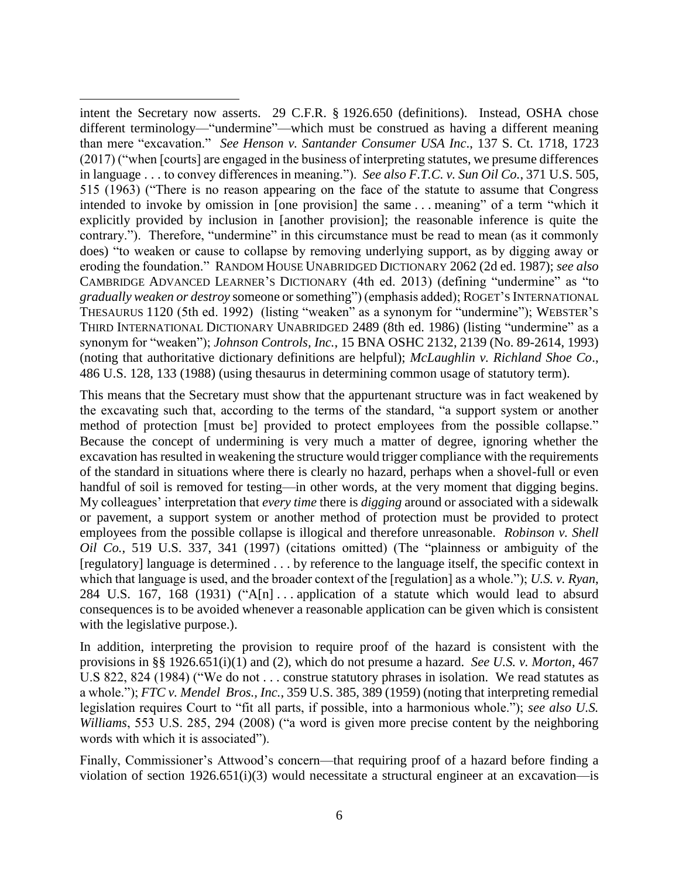intent the Secretary now asserts. 29 C.F.R. § 1926.650 (definitions). Instead, OSHA chose different terminology—"undermine"—which must be construed as having a different meaning than mere "excavation." *See Henson v. Santander Consumer USA Inc.*, 137 S. Ct. 1718, 1723 (2017) ("when [courts] are engaged in the business of interpreting statutes, we presume differences in language . . . to convey differences in meaning."). *See also F.T.C. v. Sun Oil Co.*, 371 U.S. 505, 515 (1963) ("There is no reason appearing on the face of the statute to assume that Congress intended to invoke by omission in [one provision] the same . . . meaning" of a term "which it explicitly provided by inclusion in [another provision]; the reasonable inference is quite the contrary."). Therefore, "undermine" in this circumstance must be read to mean (as it commonly does) "to weaken or cause to collapse by removing underlying support, as by digging away or eroding the foundation." RANDOM HOUSE UNABRIDGED DICTIONARY 2062 (2d ed. 1987); *see also* CAMBRIDGE ADVANCED LEARNER'S DICTIONARY (4th ed. 2013) (defining "undermine" as "to *gradually weaken or destroy* someone or something") (emphasis added); ROGET'S INTERNATIONAL THESAURUS 1120 (5th ed. 1992) (listing "weaken" as a synonym for "undermine"); WEBSTER'S THIRD INTERNATIONAL DICTIONARY UNABRIDGED 2489 (8th ed. 1986) (listing "undermine" as a synonym for "weaken"); *Johnson Controls, Inc.*, 15 BNA OSHC 2132, 2139 (No. 89-2614, 1993) (noting that authoritative dictionary definitions are helpful); *McLaughlin v. Richland Shoe Co*., 486 U.S. 128, 133 (1988) (using thesaurus in determining common usage of statutory term).

This means that the Secretary must show that the appurtenant structure was in fact weakened by the excavating such that, according to the terms of the standard, "a support system or another method of protection [must be] provided to protect employees from the possible collapse." Because the concept of undermining is very much a matter of degree, ignoring whether the excavation has resulted in weakening the structure would trigger compliance with the requirements of the standard in situations where there is clearly no hazard, perhaps when a shovel-full or even handful of soil is removed for testing—in other words, at the very moment that digging begins. My colleagues' interpretation that *every time* there is *digging* around or associated with a sidewalk or pavement, a support system or another method of protection must be provided to protect employees from the possible collapse is illogical and therefore unreasonable. *Robinson v. Shell Oil Co.*, 519 U.S. 337, 341 (1997) (citations omitted) (The "plainness or ambiguity of the [regulatory] language is determined . . . by reference to the language itself, the specific context in which that language is used, and the broader context of the [regulation] as a whole."); *U.S. v. Ryan*, 284 U.S. 167, 168 (1931) ("A[n] . . . application of a statute which would lead to absurd consequences is to be avoided whenever a reasonable application can be given which is consistent with the legislative purpose.).

In addition, interpreting the provision to require proof of the hazard is consistent with the provisions in §§ 1926.651(i)(1) and (2), which do not presume a hazard. *See U.S. v. Morton*, 467 U.S 822, 824 (1984) ("We do not . . . construe statutory phrases in isolation. We read statutes as a whole."); *FTC v. Mendel Bros., Inc.*, 359 U.S. 385, 389 (1959) (noting that interpreting remedial legislation requires Court to "fit all parts, if possible, into a harmonious whole."); *see also U.S. Williams*, 553 U.S. 285, 294 (2008) ("a word is given more precise content by the neighboring words with which it is associated").

Finally, Commissioner's Attwood's concern—that requiring proof of a hazard before finding a violation of section 1926.651(i)(3) would necessitate a structural engineer at an excavation—is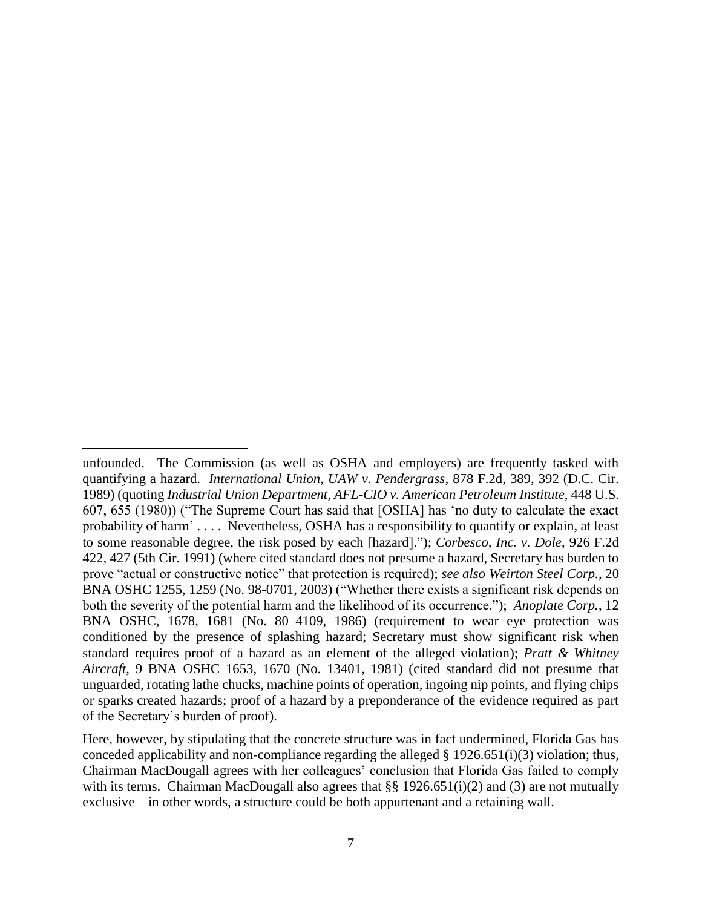unfounded. The Commission (as well as OSHA and employers) are frequently tasked with quantifying a hazard. *International Union, UAW v. Pendergrass*, 878 F.2d, 389, 392 (D.C. Cir. 1989) (quoting *Industrial Union Department, AFL-CIO v. American Petroleum Institute*, 448 U.S. 607, 655 (1980)) ("The Supreme Court has said that [OSHA] has 'no duty to calculate the exact probability of harm' . . . . Nevertheless, OSHA has a responsibility to quantify or explain, at least to some reasonable degree, the risk posed by each [hazard]."); *Corbesco, Inc. v. Dole*, 926 F.2d 422, 427 (5th Cir. 1991) (where cited standard does not presume a hazard, Secretary has burden to prove "actual or constructive notice" that protection is required); *see also Weirton Steel Corp.*, 20 BNA OSHC 1255, 1259 (No. 98-0701, 2003) ("Whether there exists a significant risk depends on both the severity of the potential harm and the likelihood of its occurrence."); *Anoplate Corp.*, 12 BNA OSHC, 1678, 1681 (No. 80–4109, 1986) (requirement to wear eye protection was conditioned by the presence of splashing hazard; Secretary must show significant risk when standard requires proof of a hazard as an element of the alleged violation); *Pratt & Whitney Aircraft*, 9 BNA OSHC 1653, 1670 (No. 13401, 1981) (cited standard did not presume that unguarded, rotating lathe chucks, machine points of operation, ingoing nip points, and flying chips or sparks created hazards; proof of a hazard by a preponderance of the evidence required as part of the Secretary's burden of proof).

Here, however, by stipulating that the concrete structure was in fact undermined, Florida Gas has conceded applicability and non-compliance regarding the alleged § 1926.651(i)(3) violation; thus, Chairman MacDougall agrees with her colleagues' conclusion that Florida Gas failed to comply with its terms. Chairman MacDougall also agrees that §§ 1926.651(i)(2) and (3) are not mutually exclusive—in other words, a structure could be both appurtenant and a retaining wall.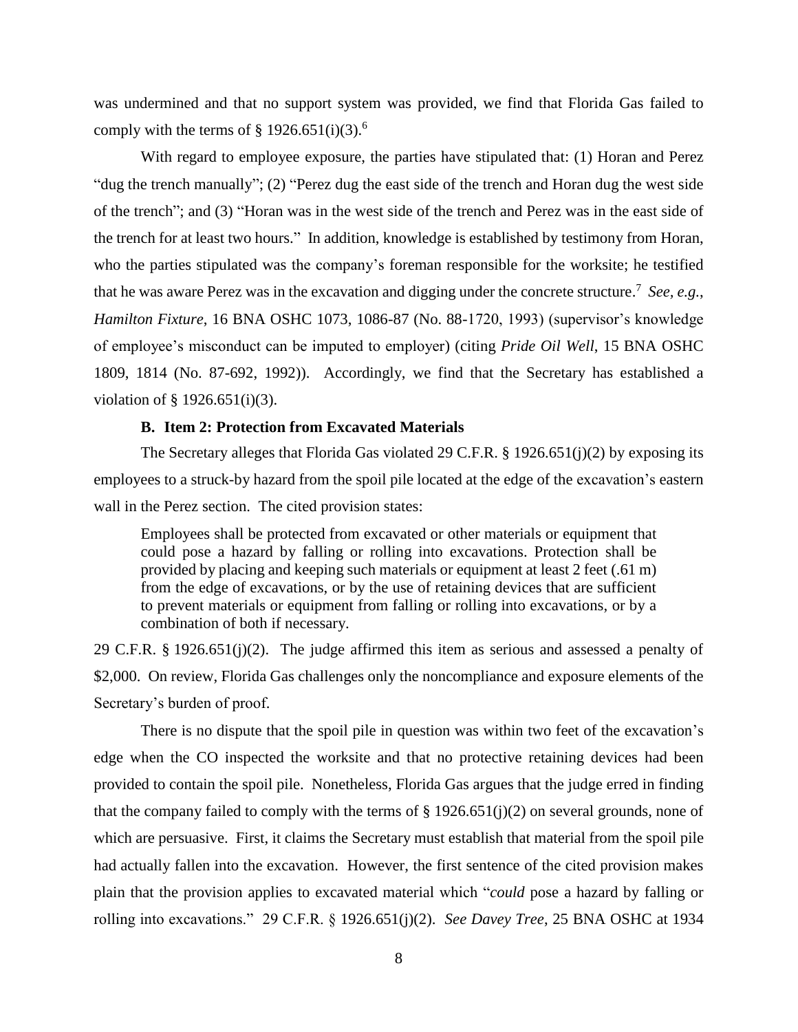was undermined and that no support system was provided, we find that Florida Gas failed to comply with the terms of § 1926.651(i)(3).[6]

With regard to employee exposure, the parties have stipulated that: (1) Horan and Perez "dug the trench manually"; (2) "Perez dug the east side of the trench and Horan dug the west side of the trench"; and (3) "Horan was in the west side of the trench and Perez was in the east side of the trench for at least two hours." In addition, knowledge is established by testimony from Horan, who the parties stipulated was the company's foreman responsible for the worksite; he testified that he was aware Perez was in the excavation and digging under the concrete structure.[7] *See, e.g.*, *Hamilton Fixture*, 16 BNA OSHC 1073, 1086-87 (No. 88-1720, 1993) (supervisor's knowledge of employee's misconduct can be imputed to employer) (citing *Pride Oil Well*, 15 BNA OSHC 1809, 1814 (No. 87-692, 1992)). Accordingly, we find that the Secretary has established a violation of § 1926.651(i)(3).

### B. Item 2: Protection from Excavated Materials

The Secretary alleges that Florida Gas violated 29 C.F.R. § 1926.651(j)(2) by exposing its employees to a struck-by hazard from the spoil pile located at the edge of the excavation's eastern wall in the Perez section. The cited provision states:

> Employees shall be protected from excavated or other materials or equipment that could pose a hazard by falling or rolling into excavations. Protection shall be provided by placing and keeping such materials or equipment at least 2 feet (.61 m) from the edge of excavations, or by the use of retaining devices that are sufficient to prevent materials or equipment from falling or rolling into excavations, or by a combination of both if necessary.

29 C.F.R. § 1926.651(j)(2). The judge affirmed this item as serious and assessed a penalty of $2,000. On review, Florida Gas challenges only the noncompliance and exposure elements of the Secretary's burden of proof.

There is no dispute that the spoil pile in question was within two feet of the excavation's edge when the CO inspected the worksite and that no protective retaining devices had been provided to contain the spoil pile. Nonetheless, Florida Gas argues that the judge erred in finding that the company failed to comply with the terms of § 1926.651(j)(2) on several grounds, none of which are persuasive. First, it claims the Secretary must establish that material from the spoil pile had actually fallen into the excavation. However, the first sentence of the cited provision makes plain that the provision applies to excavated material which "*could* pose a hazard by falling or rolling into excavations." 29 C.F.R. § 1926.651(j)(2). *See Davey Tree*, 25 BNA OSHC at 1934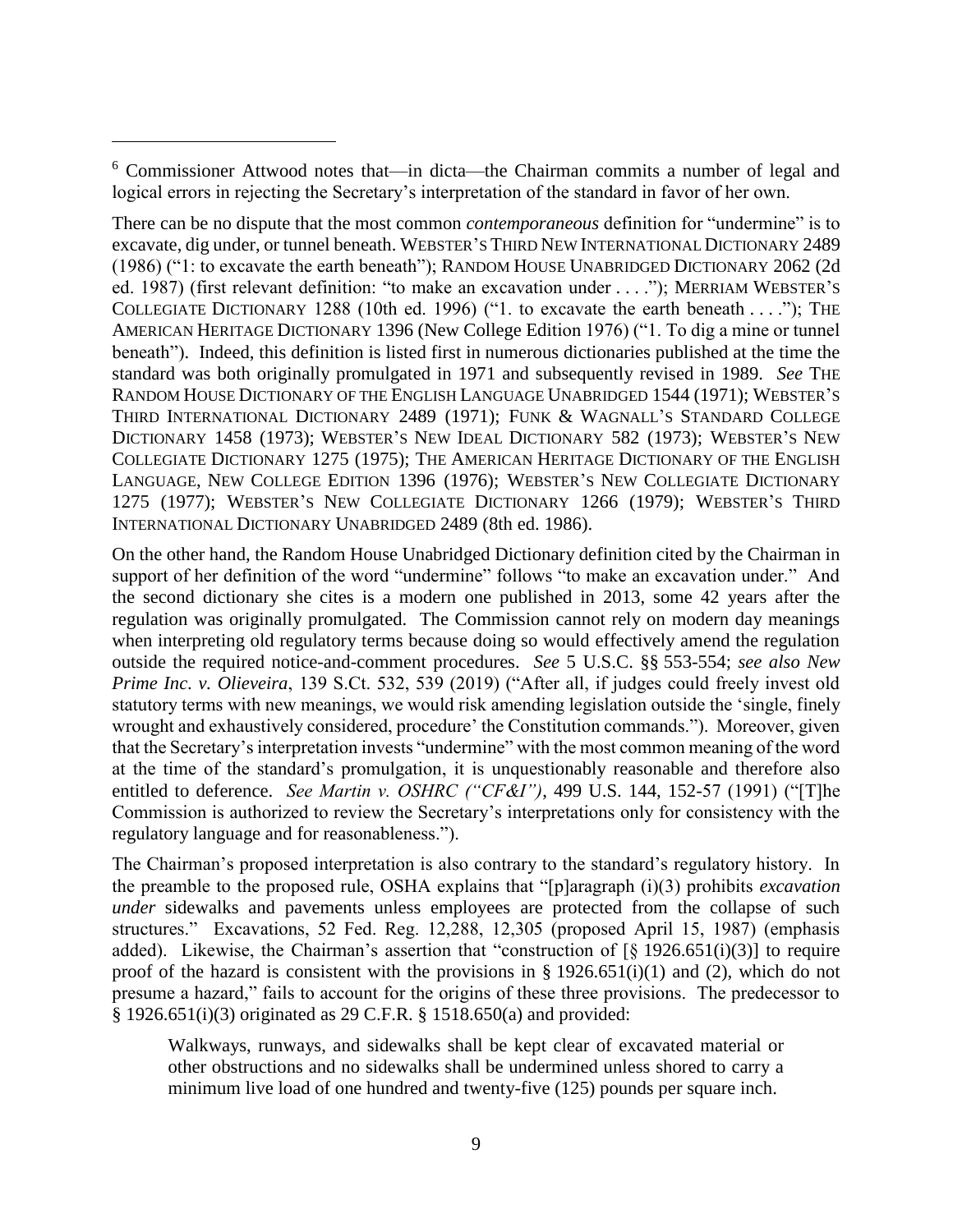[6] Commissioner Attwood notes that—in dicta—the Chairman commits a number of legal and logical errors in rejecting the Secretary's interpretation of the standard in favor of her own.

There can be no dispute that the most common *contemporaneous* definition for "undermine" is to excavate, dig under, or tunnel beneath. WEBSTER'S THIRD NEW INTERNATIONAL DICTIONARY 2489 (1986) ("1: to excavate the earth beneath"); RANDOM HOUSE UNABRIDGED DICTIONARY 2062 (2d ed. 1987) (first relevant definition: "to make an excavation under . . . ."); MERRIAM WEBSTER'S COLLEGIATE DICTIONARY 1288 (10th ed. 1996) ("1. to excavate the earth beneath . . . ."); THE AMERICAN HERITAGE DICTIONARY 1396 (New College Edition 1976) ("1. To dig a mine or tunnel beneath"). Indeed, this definition is listed first in numerous dictionaries published at the time the standard was both originally promulgated in 1971 and subsequently revised in 1989. *See* THE RANDOM HOUSE DICTIONARY OF THE ENGLISH LANGUAGE UNABRIDGED 1544 (1971); WEBSTER'S THIRD INTERNATIONAL DICTIONARY 2489 (1971); FUNK & WAGNALL'S STANDARD COLLEGE DICTIONARY 1458 (1973); WEBSTER'S NEW IDEAL DICTIONARY 582 (1973); WEBSTER'S NEW COLLEGIATE DICTIONARY 1275 (1975); THE AMERICAN HERITAGE DICTIONARY OF THE ENGLISH LANGUAGE, NEW COLLEGE EDITION 1396 (1976); WEBSTER'S NEW COLLEGIATE DICTIONARY 1275 (1977); WEBSTER'S NEW COLLEGIATE DICTIONARY 1266 (1979); WEBSTER'S THIRD INTERNATIONAL DICTIONARY UNABRIDGED 2489 (8th ed. 1986).

On the other hand, the Random House Unabridged Dictionary definition cited by the Chairman in support of her definition of the word "undermine" follows "to make an excavation under." And the second dictionary she cites is a modern one published in 2013, some 42 years after the regulation was originally promulgated. The Commission cannot rely on modern day meanings when interpreting old regulatory terms because doing so would effectively amend the regulation outside the required notice-and-comment procedures. *See* 5 U.S.C. §§ 553-554; *see also New Prime Inc. v. Olieveira*, 139 S.Ct. 532, 539 (2019) ("After all, if judges could freely invest old statutory terms with new meanings, we would risk amending legislation outside the 'single, finely wrought and exhaustively considered, procedure' the Constitution commands."). Moreover, given that the Secretary's interpretation invests "undermine" with the most common meaning of the word at the time of the standard's promulgation, it is unquestionably reasonable and therefore also entitled to deference. *See Martin v. OSHRC ("CF&I")*, 499 U.S. 144, 152-57 (1991) ("[T]he Commission is authorized to review the Secretary's interpretations only for consistency with the regulatory language and for reasonableness.").

The Chairman's proposed interpretation is also contrary to the standard's regulatory history. In the preamble to the proposed rule, OSHA explains that "[p]aragraph (i)(3) prohibits *excavation under* sidewalks and pavements unless employees are protected from the collapse of such structures." Excavations, 52 Fed. Reg. 12,288, 12,305 (proposed April 15, 1987) (emphasis added). Likewise, the Chairman's assertion that "construction of [§ 1926.651(i)(3)] to require proof of the hazard is consistent with the provisions in § 1926.651(i)(1) and (2), which do not presume a hazard," fails to account for the origins of these three provisions. The predecessor to § 1926.651(i)(3) originated as 29 C.F.R. § 1518.650(a) and provided:

> Walkways, runways, and sidewalks shall be kept clear of excavated material or other obstructions and no sidewalks shall be undermined unless shored to carry a minimum live load of one hundred and twenty-five (125) pounds per square inch.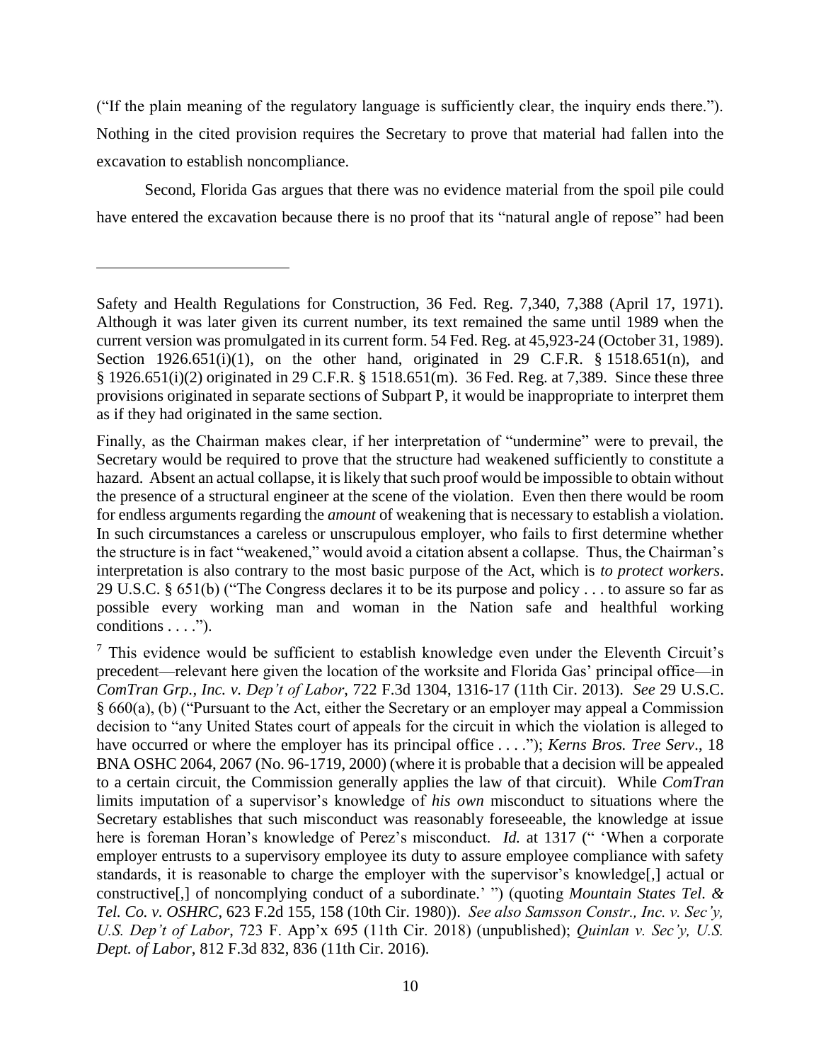("If the plain meaning of the regulatory language is sufficiently clear, the inquiry ends there."). Nothing in the cited provision requires the Secretary to prove that material had fallen into the excavation to establish noncompliance.

Second, Florida Gas argues that there was no evidence material from the spoil pile could have entered the excavation because there is no proof that its "natural angle of repose" had been

---

Safety and Health Regulations for Construction, 36 Fed. Reg. 7,340, 7,388 (April 17, 1971). Although it was later given its current number, its text remained the same until 1989 when the current version was promulgated in its current form. 54 Fed. Reg. at 45,923-24 (October 31, 1989). Section 1926.651(i)(1), on the other hand, originated in 29 C.F.R. § 1518.651(n), and § 1926.651(i)(2) originated in 29 C.F.R. § 1518.651(m). 36 Fed. Reg. at 7,389. Since these three provisions originated in separate sections of Subpart P, it would be inappropriate to interpret them as if they had originated in the same section.

Finally, as the Chairman makes clear, if her interpretation of "undermine" were to prevail, the Secretary would be required to prove that the structure had weakened sufficiently to constitute a hazard. Absent an actual collapse, it is likely that such proof would be impossible to obtain without the presence of a structural engineer at the scene of the violation. Even then there would be room for endless arguments regarding the *amount* of weakening that is necessary to establish a violation. In such circumstances a careless or unscrupulous employer, who fails to first determine whether the structure is in fact "weakened," would avoid a citation absent a collapse. Thus, the Chairman's interpretation is also contrary to the most basic purpose of the Act, which is *to protect workers*. 29 U.S.C. § 651(b) ("The Congress declares it to be its purpose and policy . . . to assure so far as possible every working man and woman in the Nation safe and healthful working conditions . . . .").

[7] This evidence would be sufficient to establish knowledge even under the Eleventh Circuit's precedent—relevant here given the location of the worksite and Florida Gas' principal office—in *ComTran Grp., Inc. v. Dep't of Labor*, 722 F.3d 1304, 1316-17 (11th Cir. 2013). *See* 29 U.S.C. § 660(a), (b) ("Pursuant to the Act, either the Secretary or an employer may appeal a Commission decision to "any United States court of appeals for the circuit in which the violation is alleged to have occurred or where the employer has its principal office . . . ."); *Kerns Bros. Tree Serv*., 18 BNA OSHC 2064, 2067 (No. 96-1719, 2000) (where it is probable that a decision will be appealed to a certain circuit, the Commission generally applies the law of that circuit). While *ComTran* limits imputation of a supervisor's knowledge of *his own* misconduct to situations where the Secretary establishes that such misconduct was reasonably foreseeable, the knowledge at issue here is foreman Horan's knowledge of Perez's misconduct. *Id.* at 1317 (" 'When a corporate employer entrusts to a supervisory employee its duty to assure employee compliance with safety standards, it is reasonable to charge the employer with the supervisor's knowledge[,] actual or constructive[,] of noncomplying conduct of a subordinate.' ") (quoting *Mountain States Tel. & Tel. Co. v. OSHRC*, 623 F.2d 155, 158 (10th Cir. 1980)). *See also Samsson Constr., Inc. v. Sec'y, U.S. Dep't of Labor*, 723 F. App'x 695 (11th Cir. 2018) (unpublished); *Quinlan v. Sec'y, U.S. Dept. of Labor*, 812 F.3d 832, 836 (11th Cir. 2016).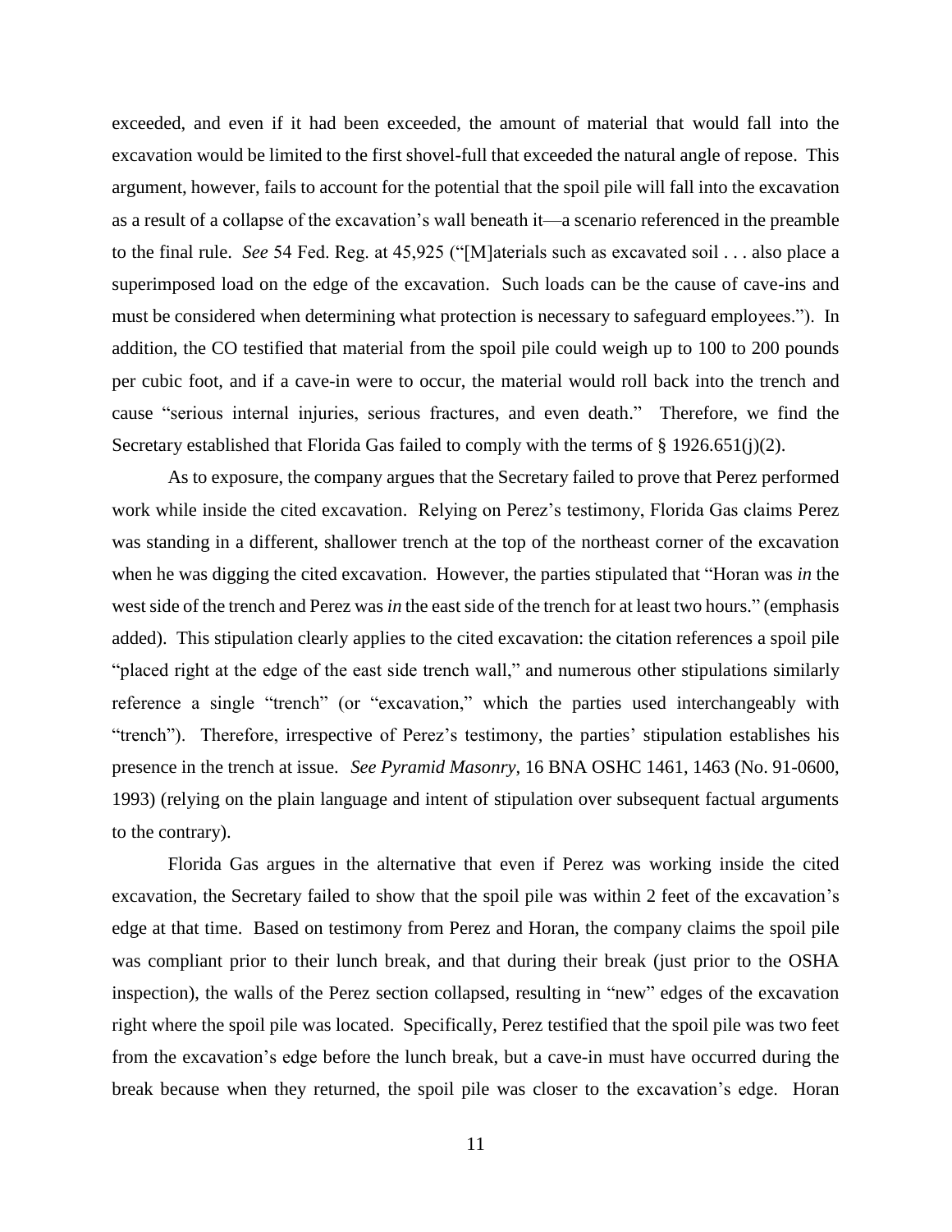exceeded, and even if it had been exceeded, the amount of material that would fall into the excavation would be limited to the first shovel-full that exceeded the natural angle of repose. This argument, however, fails to account for the potential that the spoil pile will fall into the excavation as a result of a collapse of the excavation's wall beneath it—a scenario referenced in the preamble to the final rule. *See* 54 Fed. Reg. at 45,925 ("[M]aterials such as excavated soil . . . also place a superimposed load on the edge of the excavation. Such loads can be the cause of cave-ins and must be considered when determining what protection is necessary to safeguard employees."). In addition, the CO testified that material from the spoil pile could weigh up to 100 to 200 pounds per cubic foot, and if a cave-in were to occur, the material would roll back into the trench and cause "serious internal injuries, serious fractures, and even death." Therefore, we find the Secretary established that Florida Gas failed to comply with the terms of § 1926.651(j)(2).

As to exposure, the company argues that the Secretary failed to prove that Perez performed work while inside the cited excavation. Relying on Perez's testimony, Florida Gas claims Perez was standing in a different, shallower trench at the top of the northeast corner of the excavation when he was digging the cited excavation. However, the parties stipulated that "Horan was *in* the west side of the trench and Perez was *in* the east side of the trench for at least two hours." (emphasis added). This stipulation clearly applies to the cited excavation: the citation references a spoil pile "placed right at the edge of the east side trench wall," and numerous other stipulations similarly reference a single "trench" (or "excavation," which the parties used interchangeably with "trench"). Therefore, irrespective of Perez's testimony, the parties' stipulation establishes his presence in the trench at issue. *See Pyramid Masonry*, 16 BNA OSHC 1461, 1463 (No. 91-0600, 1993) (relying on the plain language and intent of stipulation over subsequent factual arguments to the contrary).

Florida Gas argues in the alternative that even if Perez was working inside the cited excavation, the Secretary failed to show that the spoil pile was within 2 feet of the excavation's edge at that time. Based on testimony from Perez and Horan, the company claims the spoil pile was compliant prior to their lunch break, and that during their break (just prior to the OSHA inspection), the walls of the Perez section collapsed, resulting in "new" edges of the excavation right where the spoil pile was located. Specifically, Perez testified that the spoil pile was two feet from the excavation's edge before the lunch break, but a cave-in must have occurred during the break because when they returned, the spoil pile was closer to the excavation's edge. Horan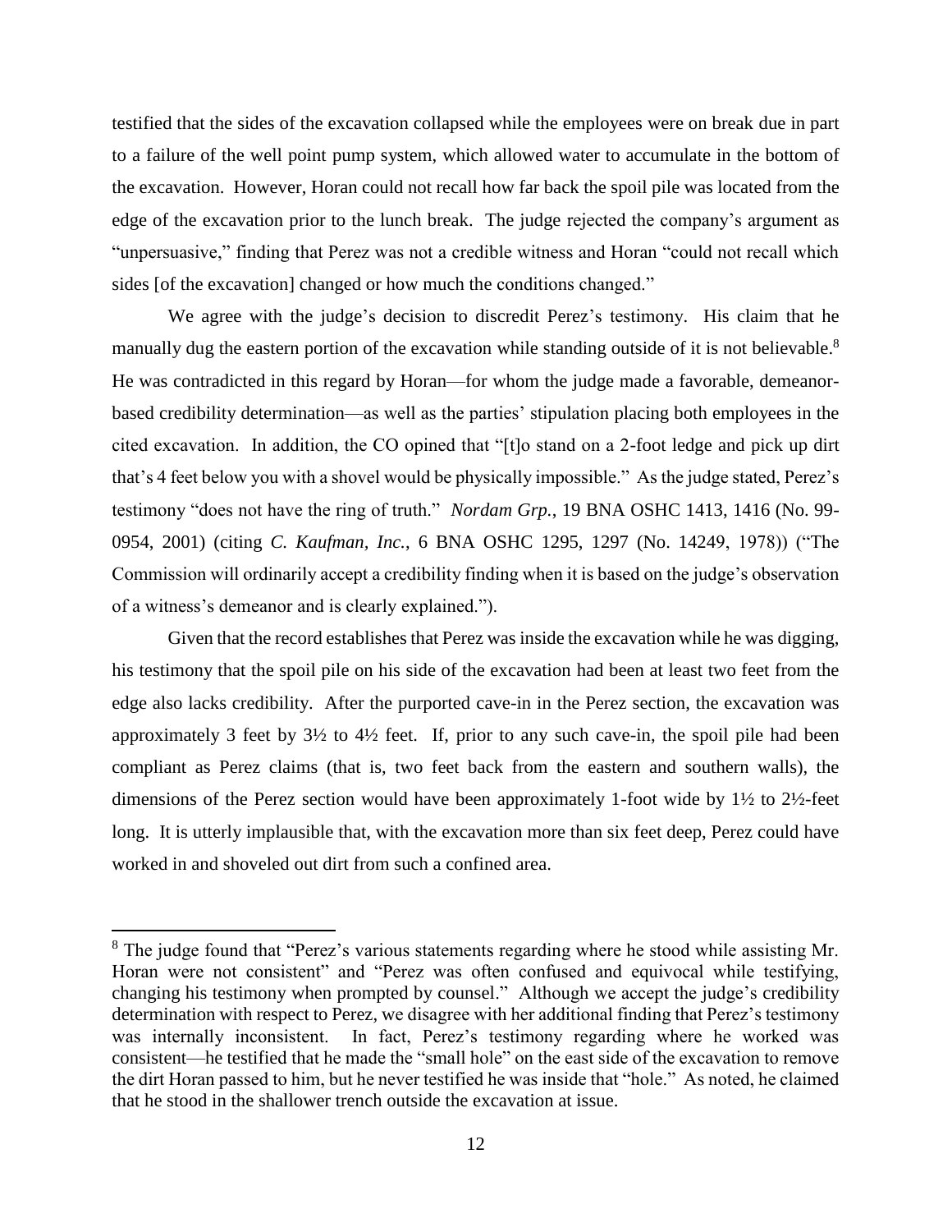testified that the sides of the excavation collapsed while the employees were on break due in part to a failure of the well point pump system, which allowed water to accumulate in the bottom of the excavation. However, Horan could not recall how far back the spoil pile was located from the edge of the excavation prior to the lunch break. The judge rejected the company's argument as "unpersuasive," finding that Perez was not a credible witness and Horan "could not recall which sides [of the excavation] changed or how much the conditions changed."

We agree with the judge's decision to discredit Perez's testimony. His claim that he manually dug the eastern portion of the excavation while standing outside of it is not believable.[8] He was contradicted in this regard by Horan—for whom the judge made a favorable, demeanor-based credibility determination—as well as the parties' stipulation placing both employees in the cited excavation. In addition, the CO opined that "[t]o stand on a 2-foot ledge and pick up dirt that's 4 feet below you with a shovel would be physically impossible." As the judge stated, Perez's testimony "does not have the ring of truth." *Nordam Grp.*, 19 BNA OSHC 1413, 1416 (No. 99-0954, 2001) (citing *C. Kaufman, Inc.*, 6 BNA OSHC 1295, 1297 (No. 14249, 1978)) ("The Commission will ordinarily accept a credibility finding when it is based on the judge's observation of a witness's demeanor and is clearly explained.").

Given that the record establishes that Perez was inside the excavation while he was digging, his testimony that the spoil pile on his side of the excavation had been at least two feet from the edge also lacks credibility. After the purported cave-in in the Perez section, the excavation was approximately 3 feet by 3½ to 4½ feet. If, prior to any such cave-in, the spoil pile had been compliant as Perez claims (that is, two feet back from the eastern and southern walls), the dimensions of the Perez section would have been approximately 1-foot wide by 1½ to 2½-feet long. It is utterly implausible that, with the excavation more than six feet deep, Perez could have worked in and shoveled out dirt from such a confined area.

---

[8] The judge found that "Perez's various statements regarding where he stood while assisting Mr. Horan were not consistent" and "Perez was often confused and equivocal while testifying, changing his testimony when prompted by counsel." Although we accept the judge's credibility determination with respect to Perez, we disagree with her additional finding that Perez's testimony was internally inconsistent. In fact, Perez's testimony regarding where he worked was consistent—he testified that he made the "small hole" on the east side of the excavation to remove the dirt Horan passed to him, but he never testified he was inside that "hole." As noted, he claimed that he stood in the shallower trench outside the excavation at issue.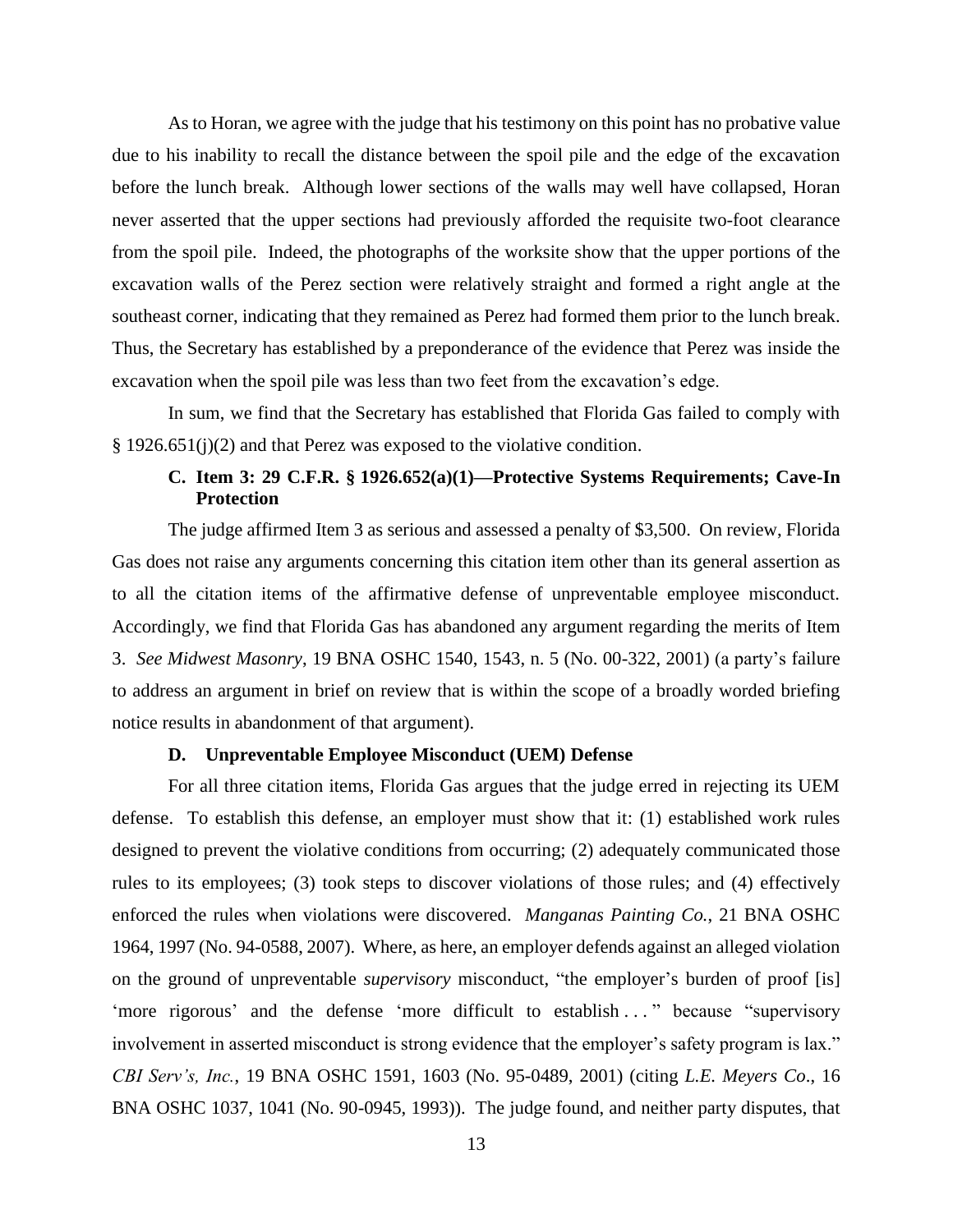As to Horan, we agree with the judge that his testimony on this point has no probative value due to his inability to recall the distance between the spoil pile and the edge of the excavation before the lunch break. Although lower sections of the walls may well have collapsed, Horan never asserted that the upper sections had previously afforded the requisite two-foot clearance from the spoil pile. Indeed, the photographs of the worksite show that the upper portions of the excavation walls of the Perez section were relatively straight and formed a right angle at the southeast corner, indicating that they remained as Perez had formed them prior to the lunch break. Thus, the Secretary has established by a preponderance of the evidence that Perez was inside the excavation when the spoil pile was less than two feet from the excavation's edge.

In sum, we find that the Secretary has established that Florida Gas failed to comply with § 1926.651(j)(2) and that Perez was exposed to the violative condition.

### C. Item 3: 29 C.F.R. § 1926.652(a)(1)—Protective Systems Requirements; Cave-In Protection

The judge affirmed Item 3 as serious and assessed a penalty of $3,500. On review, Florida Gas does not raise any arguments concerning this citation item other than its general assertion as to all the citation items of the affirmative defense of unpreventable employee misconduct. Accordingly, we find that Florida Gas has abandoned any argument regarding the merits of Item 3. *See Midwest Masonry*, 19 BNA OSHC 1540, 1543, n. 5 (No. 00-322, 2001) (a party's failure to address an argument in brief on review that is within the scope of a broadly worded briefing notice results in abandonment of that argument).

### D. Unpreventable Employee Misconduct (UEM) Defense

For all three citation items, Florida Gas argues that the judge erred in rejecting its UEM defense. To establish this defense, an employer must show that it: (1) established work rules designed to prevent the violative conditions from occurring; (2) adequately communicated those rules to its employees; (3) took steps to discover violations of those rules; and (4) effectively enforced the rules when violations were discovered. *Manganas Painting Co.*, 21 BNA OSHC 1964, 1997 (No. 94-0588, 2007). Where, as here, an employer defends against an alleged violation on the ground of unpreventable *supervisory* misconduct, "the employer's burden of proof [is] 'more rigorous' and the defense 'more difficult to establish . . . " because "supervisory involvement in asserted misconduct is strong evidence that the employer's safety program is lax." *CBI Serv's, Inc.*, 19 BNA OSHC 1591, 1603 (No. 95-0489, 2001) (citing *L.E. Meyers Co.*, 16 BNA OSHC 1037, 1041 (No. 90-0945, 1993)). The judge found, and neither party disputes, that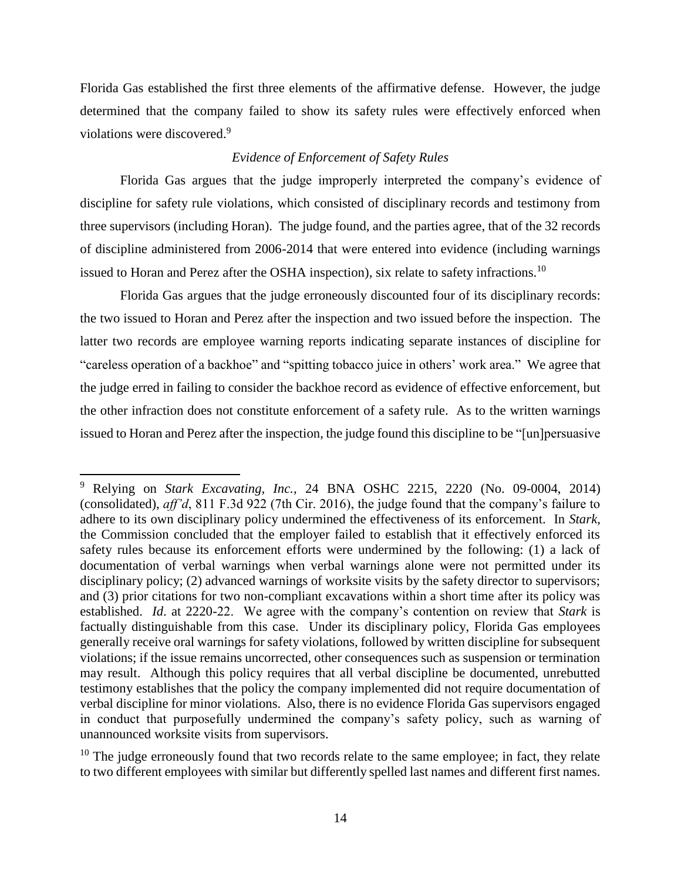Florida Gas established the first three elements of the affirmative defense. However, the judge determined that the company failed to show its safety rules were effectively enforced when violations were discovered.[9]

### *Evidence of Enforcement of Safety Rules*

Florida Gas argues that the judge improperly interpreted the company's evidence of discipline for safety rule violations, which consisted of disciplinary records and testimony from three supervisors (including Horan). The judge found, and the parties agree, that of the 32 records of discipline administered from 2006-2014 that were entered into evidence (including warnings issued to Horan and Perez after the OSHA inspection), six relate to safety infractions.[10]

Florida Gas argues that the judge erroneously discounted four of its disciplinary records: the two issued to Horan and Perez after the inspection and two issued before the inspection. The latter two records are employee warning reports indicating separate instances of discipline for "careless operation of a backhoe" and "spitting tobacco juice in others' work area." We agree that the judge erred in failing to consider the backhoe record as evidence of effective enforcement, but the other infraction does not constitute enforcement of a safety rule. As to the written warnings issued to Horan and Perez after the inspection, the judge found this discipline to be "[un]persuasive

---

[9] Relying on *Stark Excavating, Inc.*, 24 BNA OSHC 2215, 2220 (No. 09-0004, 2014) (consolidated), *aff'd*, 811 F.3d 922 (7th Cir. 2016), the judge found that the company's failure to adhere to its own disciplinary policy undermined the effectiveness of its enforcement. In *Stark*, the Commission concluded that the employer failed to establish that it effectively enforced its safety rules because its enforcement efforts were undermined by the following: (1) a lack of documentation of verbal warnings when verbal warnings alone were not permitted under its disciplinary policy; (2) advanced warnings of worksite visits by the safety director to supervisors; and (3) prior citations for two non-compliant excavations within a short time after its policy was established. *Id.* at 2220-22. We agree with the company's contention on review that *Stark* is factually distinguishable from this case. Under its disciplinary policy, Florida Gas employees generally receive oral warnings for safety violations, followed by written discipline for subsequent violations; if the issue remains uncorrected, other consequences such as suspension or termination may result. Although this policy requires that all verbal discipline be documented, unrebutted testimony establishes that the policy the company implemented did not require documentation of verbal discipline for minor violations. Also, there is no evidence Florida Gas supervisors engaged in conduct that purposefully undermined the company's safety policy, such as warning of unannounced worksite visits from supervisors.

[10] The judge erroneously found that two records relate to the same employee; in fact, they relate to two different employees with similar but differently spelled last names and different first names.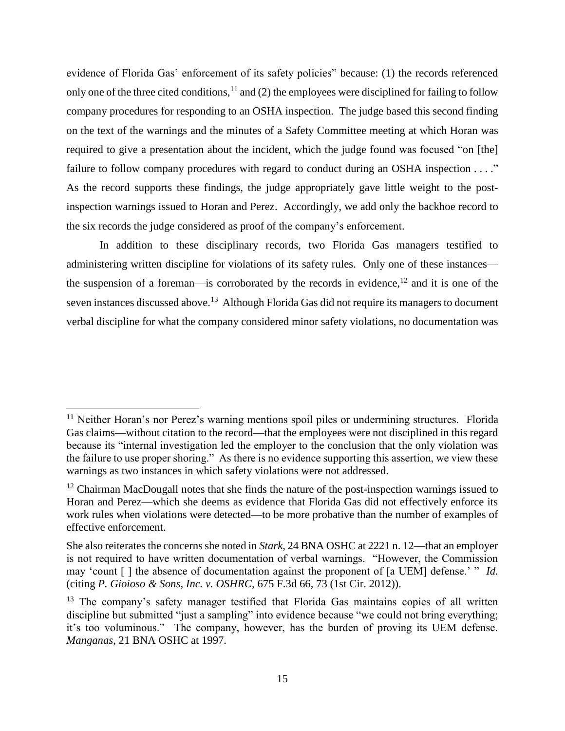evidence of Florida Gas' enforcement of its safety policies" because: (1) the records referenced only one of the three cited conditions,[11] and (2) the employees were disciplined for failing to follow company procedures for responding to an OSHA inspection. The judge based this second finding on the text of the warnings and the minutes of a Safety Committee meeting at which Horan was required to give a presentation about the incident, which the judge found was focused "on [the] failure to follow company procedures with regard to conduct during an OSHA inspection . . . ." As the record supports these findings, the judge appropriately gave little weight to the post-inspection warnings issued to Horan and Perez. Accordingly, we add only the backhoe record to the six records the judge considered as proof of the company's enforcement.

In addition to these disciplinary records, two Florida Gas managers testified to administering written discipline for violations of its safety rules. Only one of these instances—the suspension of a foreman—is corroborated by the records in evidence,[12] and it is one of the seven instances discussed above.[13] Although Florida Gas did not require its managers to document verbal discipline for what the company considered minor safety violations, no documentation was

---

[11] Neither Horan's nor Perez's warning mentions spoil piles or undermining structures. Florida Gas claims—without citation to the record—that the employees were not disciplined in this regard because its "internal investigation led the employer to the conclusion that the only violation was the failure to use proper shoring." As there is no evidence supporting this assertion, we view these warnings as two instances in which safety violations were not addressed.

[12] Chairman MacDougall notes that she finds the nature of the post-inspection warnings issued to Horan and Perez—which she deems as evidence that Florida Gas did not effectively enforce its work rules when violations were detected—to be more probative than the number of examples of effective enforcement.

She also reiterates the concerns she noted in *Stark*, 24 BNA OSHC at 2221 n. 12—that an employer is not required to have written documentation of verbal warnings. "However, the Commission may 'count [ ] the absence of documentation against the proponent of [a UEM] defense.' " *Id.* (citing *P. Gioioso & Sons, Inc. v. OSHRC*, 675 F.3d 66, 73 (1st Cir. 2012)).

[13] The company's safety manager testified that Florida Gas maintains copies of all written discipline but submitted "just a sampling" into evidence because "we could not bring everything; it's too voluminous." The company, however, has the burden of proving its UEM defense. *Manganas*, 21 BNA OSHC at 1997.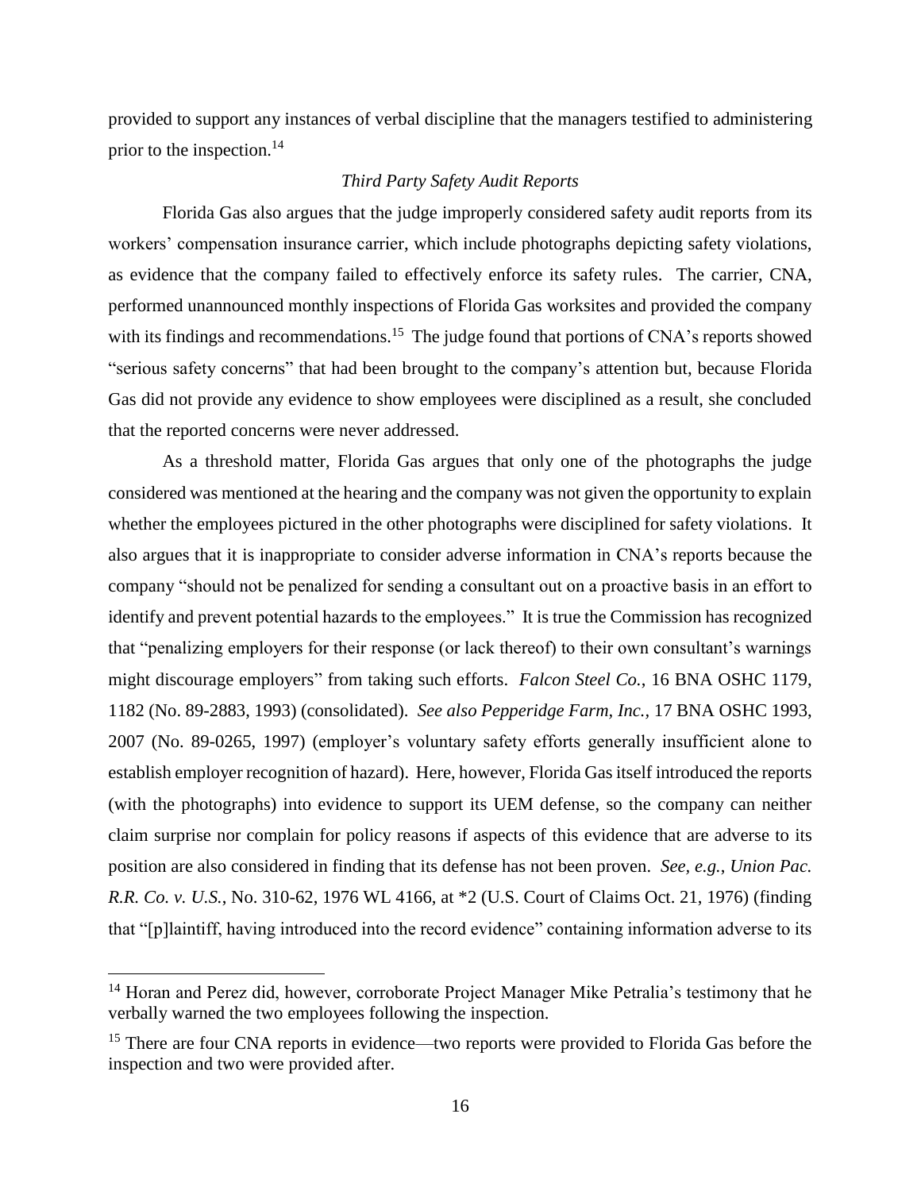provided to support any instances of verbal discipline that the managers testified to administering prior to the inspection.[14]

*Third Party Safety Audit Reports*

Florida Gas also argues that the judge improperly considered safety audit reports from its workers' compensation insurance carrier, which include photographs depicting safety violations, as evidence that the company failed to effectively enforce its safety rules. The carrier, CNA, performed unannounced monthly inspections of Florida Gas worksites and provided the company with its findings and recommendations.[15] The judge found that portions of CNA's reports showed "serious safety concerns" that had been brought to the company's attention but, because Florida Gas did not provide any evidence to show employees were disciplined as a result, she concluded that the reported concerns were never addressed.

As a threshold matter, Florida Gas argues that only one of the photographs the judge considered was mentioned at the hearing and the company was not given the opportunity to explain whether the employees pictured in the other photographs were disciplined for safety violations. It also argues that it is inappropriate to consider adverse information in CNA's reports because the company "should not be penalized for sending a consultant out on a proactive basis in an effort to identify and prevent potential hazards to the employees." It is true the Commission has recognized that "penalizing employers for their response (or lack thereof) to their own consultant's warnings might discourage employers" from taking such efforts. *Falcon Steel Co.*, 16 BNA OSHC 1179, 1182 (No. 89-2883, 1993) (consolidated). *See also Pepperidge Farm, Inc.*, 17 BNA OSHC 1993, 2007 (No. 89-0265, 1997) (employer's voluntary safety efforts generally insufficient alone to establish employer recognition of hazard). Here, however, Florida Gas itself introduced the reports (with the photographs) into evidence to support its UEM defense, so the company can neither claim surprise nor complain for policy reasons if aspects of this evidence that are adverse to its position are also considered in finding that its defense has not been proven. *See, e.g.*, *Union Pac. R.R. Co. v. U.S.*, No. 310-62, 1976 WL 4166, at *2 (U.S. Court of Claims Oct. 21, 1976) (finding that "[p]laintiff, having introduced into the record evidence" containing information adverse to its

---

[14] Horan and Perez did, however, corroborate Project Manager Mike Petralia's testimony that he verbally warned the two employees following the inspection.

[15] There are four CNA reports in evidence—two reports were provided to Florida Gas before the inspection and two were provided after.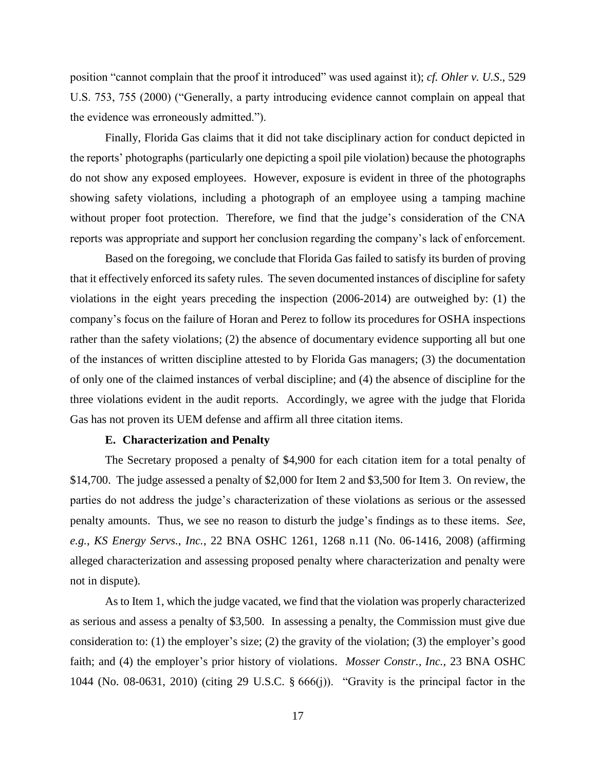position "cannot complain that the proof it introduced" was used against it); *cf. Ohler v. U.S.*, 529 U.S. 753, 755 (2000) ("Generally, a party introducing evidence cannot complain on appeal that the evidence was erroneously admitted.").

Finally, Florida Gas claims that it did not take disciplinary action for conduct depicted in the reports' photographs (particularly one depicting a spoil pile violation) because the photographs do not show any exposed employees. However, exposure is evident in three of the photographs showing safety violations, including a photograph of an employee using a tamping machine without proper foot protection. Therefore, we find that the judge's consideration of the CNA reports was appropriate and support her conclusion regarding the company's lack of enforcement.

Based on the foregoing, we conclude that Florida Gas failed to satisfy its burden of proving that it effectively enforced its safety rules. The seven documented instances of discipline for safety violations in the eight years preceding the inspection (2006-2014) are outweighed by: (1) the company's focus on the failure of Horan and Perez to follow its procedures for OSHA inspections rather than the safety violations; (2) the absence of documentary evidence supporting all but one of the instances of written discipline attested to by Florida Gas managers; (3) the documentation of only one of the claimed instances of verbal discipline; and (4) the absence of discipline for the three violations evident in the audit reports. Accordingly, we agree with the judge that Florida Gas has not proven its UEM defense and affirm all three citation items.

### E. Characterization and Penalty

The Secretary proposed a penalty of $4,900 for each citation item for a total penalty of $14,700. The judge assessed a penalty of $2,000 for Item 2 and $3,500 for Item 3. On review, the parties do not address the judge's characterization of these violations as serious or the assessed penalty amounts. Thus, we see no reason to disturb the judge's findings as to these items. *See, e.g.*, *KS Energy Servs., Inc.*, 22 BNA OSHC 1261, 1268 n.11 (No. 06-1416, 2008) (affirming alleged characterization and assessing proposed penalty where characterization and penalty were not in dispute).

As to Item 1, which the judge vacated, we find that the violation was properly characterized as serious and assess a penalty of $3,500. In assessing a penalty, the Commission must give due consideration to: (1) the employer's size; (2) the gravity of the violation; (3) the employer's good faith; and (4) the employer's prior history of violations. *Mosser Constr., Inc.*, 23 BNA OSHC 1044 (No. 08-0631, 2010) (citing 29 U.S.C. § 666(j)). "Gravity is the principal factor in the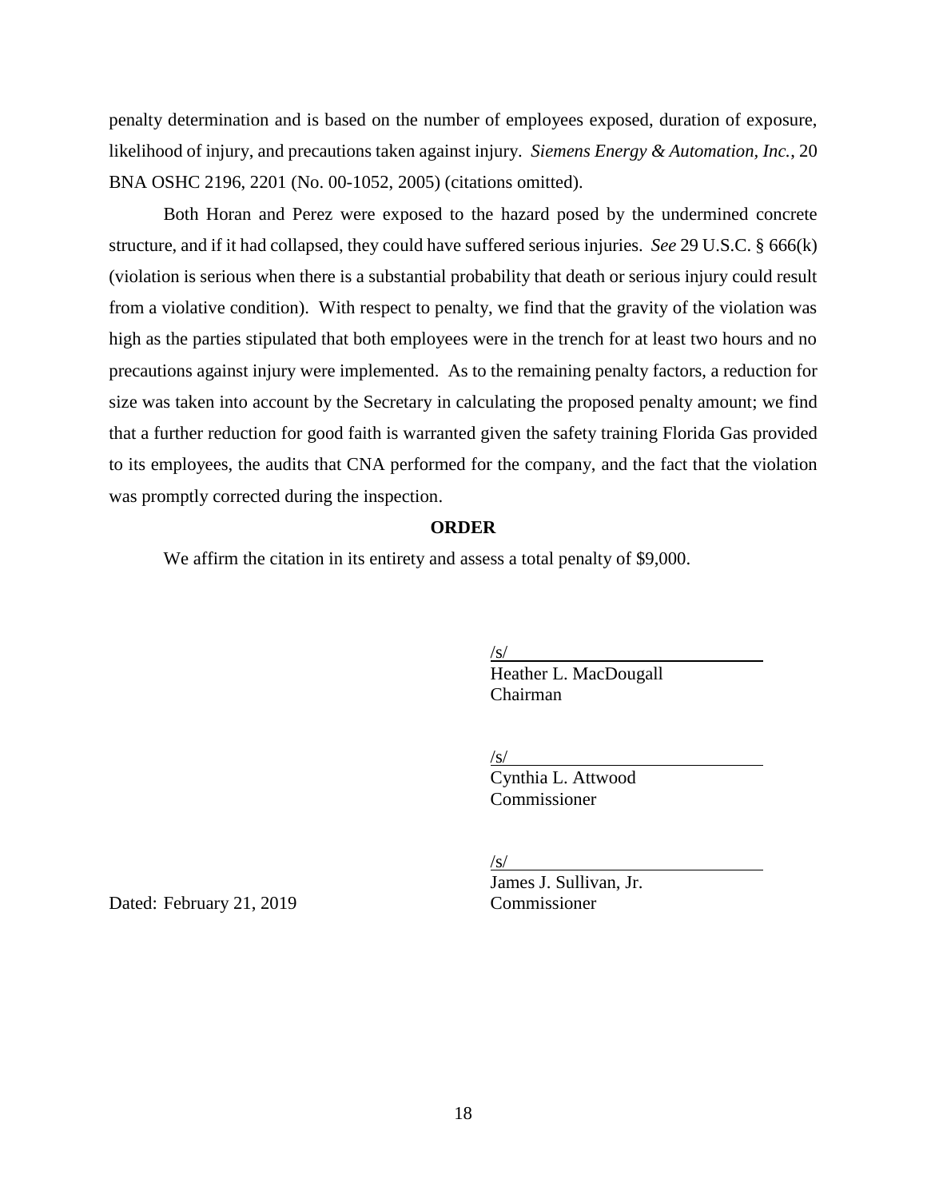penalty determination and is based on the number of employees exposed, duration of exposure, likelihood of injury, and precautions taken against injury. *Siemens Energy & Automation, Inc.*, 20 BNA OSHC 2196, 2201 (No. 00-1052, 2005) (citations omitted).

Both Horan and Perez were exposed to the hazard posed by the undermined concrete structure, and if it had collapsed, they could have suffered serious injuries. *See* 29 U.S.C. § 666(k) (violation is serious when there is a substantial probability that death or serious injury could result from a violative condition). With respect to penalty, we find that the gravity of the violation was high as the parties stipulated that both employees were in the trench for at least two hours and no precautions against injury were implemented. As to the remaining penalty factors, a reduction for size was taken into account by the Secretary in calculating the proposed penalty amount; we find that a further reduction for good faith is warranted given the safety training Florida Gas provided to its employees, the audits that CNA performed for the company, and the fact that the violation was promptly corrected during the inspection.

**ORDER**

We affirm the citation in its entirety and assess a total penalty of $9,000.

/s/
Heather L. MacDougall
Chairman

/s/
Cynthia L. Attwood
Commissioner

/s/
James J. Sullivan, Jr.
Commissioner

Dated: February 21, 2019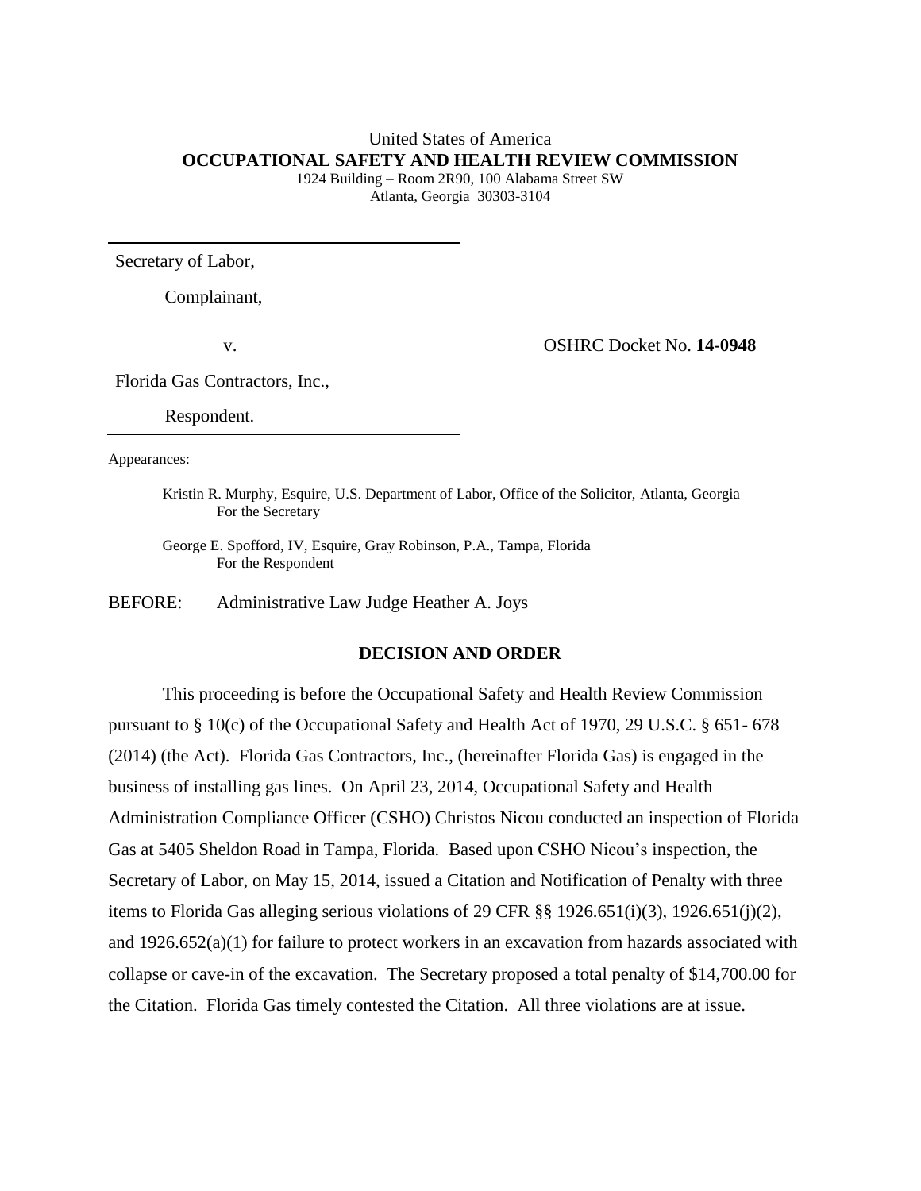United States of America
**OCCUPATIONAL SAFETY AND HEALTH REVIEW COMMISSION**
1924 Building – Room 2R90, 100 Alabama Street SW
Atlanta, Georgia 30303-3104

| | |
|---|---|
| Secretary of Labor,<br><br>Complainant,<br><br>v.<br><br>Florida Gas Contractors, Inc.,<br><br>Respondent. | OSHRC Docket No. **14-0948** |

Appearances:

Kristin R. Murphy, Esquire, U.S. Department of Labor, Office of the Solicitor, Atlanta, Georgia
For the Secretary

George E. Spofford, IV, Esquire, Gray Robinson, P.A., Tampa, Florida
For the Respondent

BEFORE: Administrative Law Judge Heather A. Joys

## DECISION AND ORDER

This proceeding is before the Occupational Safety and Health Review Commission pursuant to § 10(c) of the Occupational Safety and Health Act of 1970, 29 U.S.C. § 651- 678 (2014) (the Act). Florida Gas Contractors, Inc., (hereinafter Florida Gas) is engaged in the business of installing gas lines. On April 23, 2014, Occupational Safety and Health Administration Compliance Officer (CSHO) Christos Nicou conducted an inspection of Florida Gas at 5405 Sheldon Road in Tampa, Florida. Based upon CSHO Nicou's inspection, the Secretary of Labor, on May 15, 2014, issued a Citation and Notification of Penalty with three items to Florida Gas alleging serious violations of 29 CFR §§ 1926.651(i)(3), 1926.651(j)(2), and 1926.652(a)(1) for failure to protect workers in an excavation from hazards associated with collapse or cave-in of the excavation. The Secretary proposed a total penalty of $14,700.00 for the Citation. Florida Gas timely contested the Citation. All three violations are at issue.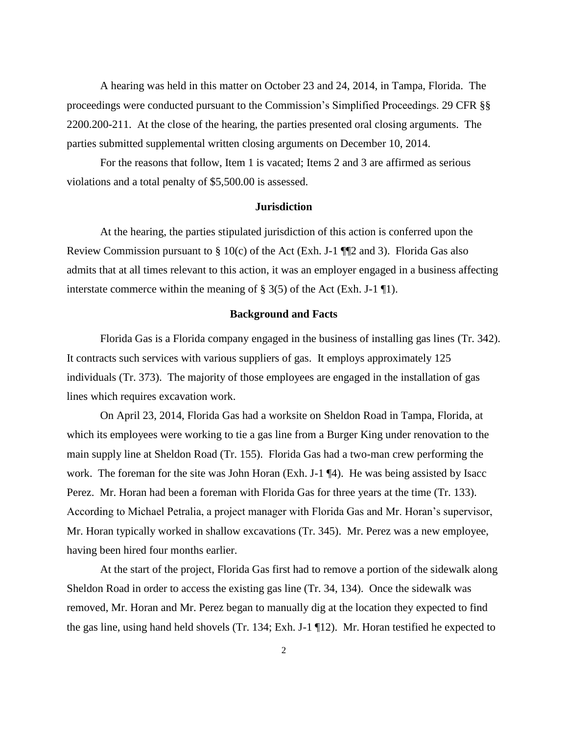A hearing was held in this matter on October 23 and 24, 2014, in Tampa, Florida. The proceedings were conducted pursuant to the Commission's Simplified Proceedings. 29 CFR §§ 2200.200-211. At the close of the hearing, the parties presented oral closing arguments. The parties submitted supplemental written closing arguments on December 10, 2014.

For the reasons that follow, Item 1 is vacated; Items 2 and 3 are affirmed as serious violations and a total penalty of $5,500.00 is assessed.

## Jurisdiction

At the hearing, the parties stipulated jurisdiction of this action is conferred upon the Review Commission pursuant to § 10(c) of the Act (Exh. J-1 ¶¶2 and 3). Florida Gas also admits that at all times relevant to this action, it was an employer engaged in a business affecting interstate commerce within the meaning of § 3(5) of the Act (Exh. J-1 ¶1).

## Background and Facts

Florida Gas is a Florida company engaged in the business of installing gas lines (Tr. 342). It contracts such services with various suppliers of gas. It employs approximately 125 individuals (Tr. 373). The majority of those employees are engaged in the installation of gas lines which requires excavation work.

On April 23, 2014, Florida Gas had a worksite on Sheldon Road in Tampa, Florida, at which its employees were working to tie a gas line from a Burger King under renovation to the main supply line at Sheldon Road (Tr. 155). Florida Gas had a two-man crew performing the work. The foreman for the site was John Horan (Exh. J-1 ¶4). He was being assisted by Isacc Perez. Mr. Horan had been a foreman with Florida Gas for three years at the time (Tr. 133). According to Michael Petralia, a project manager with Florida Gas and Mr. Horan's supervisor, Mr. Horan typically worked in shallow excavations (Tr. 345). Mr. Perez was a new employee, having been hired four months earlier.

At the start of the project, Florida Gas first had to remove a portion of the sidewalk along Sheldon Road in order to access the existing gas line (Tr. 34, 134). Once the sidewalk was removed, Mr. Horan and Mr. Perez began to manually dig at the location they expected to find the gas line, using hand held shovels (Tr. 134; Exh. J-1 ¶12). Mr. Horan testified he expected to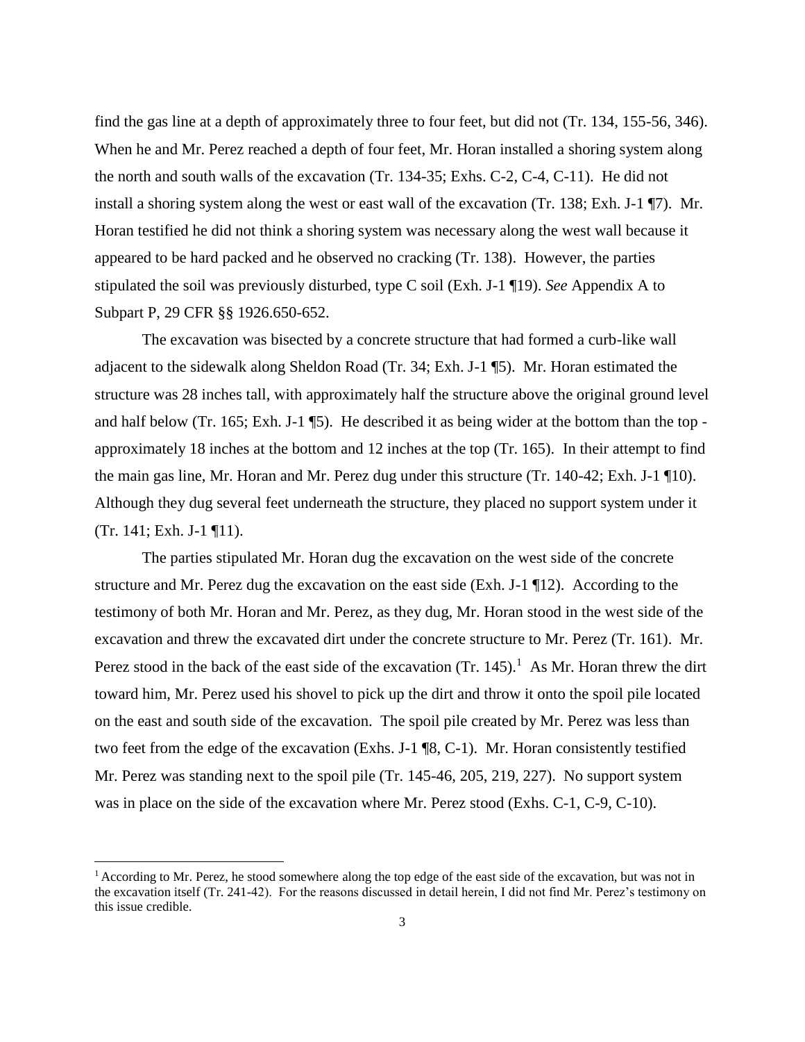find the gas line at a depth of approximately three to four feet, but did not (Tr. 134, 155-56, 346). When he and Mr. Perez reached a depth of four feet, Mr. Horan installed a shoring system along the north and south walls of the excavation (Tr. 134-35; Exhs. C-2, C-4, C-11). He did not install a shoring system along the west or east wall of the excavation (Tr. 138; Exh. J-1 ¶7). Mr. Horan testified he did not think a shoring system was necessary along the west wall because it appeared to be hard packed and he observed no cracking (Tr. 138). However, the parties stipulated the soil was previously disturbed, type C soil (Exh. J-1 ¶19). *See* Appendix A to Subpart P, 29 CFR §§ 1926.650-652.

The excavation was bisected by a concrete structure that had formed a curb-like wall adjacent to the sidewalk along Sheldon Road (Tr. 34; Exh. J-1 ¶5). Mr. Horan estimated the structure was 28 inches tall, with approximately half the structure above the original ground level and half below (Tr. 165; Exh. J-1 ¶5). He described it as being wider at the bottom than the top - approximately 18 inches at the bottom and 12 inches at the top (Tr. 165). In their attempt to find the main gas line, Mr. Horan and Mr. Perez dug under this structure (Tr. 140-42; Exh. J-1 ¶10). Although they dug several feet underneath the structure, they placed no support system under it (Tr. 141; Exh. J-1 ¶11).

The parties stipulated Mr. Horan dug the excavation on the west side of the concrete structure and Mr. Perez dug the excavation on the east side (Exh. J-1 ¶12). According to the testimony of both Mr. Horan and Mr. Perez, as they dug, Mr. Horan stood in the west side of the excavation and threw the excavated dirt under the concrete structure to Mr. Perez (Tr. 161). Mr. Perez stood in the back of the east side of the excavation (Tr. 145).[1] As Mr. Horan threw the dirt toward him, Mr. Perez used his shovel to pick up the dirt and throw it onto the spoil pile located on the east and south side of the excavation. The spoil pile created by Mr. Perez was less than two feet from the edge of the excavation (Exhs. J-1 ¶8, C-1). Mr. Horan consistently testified Mr. Perez was standing next to the spoil pile (Tr. 145-46, 205, 219, 227). No support system was in place on the side of the excavation where Mr. Perez stood (Exhs. C-1, C-9, C-10).

[1] According to Mr. Perez, he stood somewhere along the top edge of the east side of the excavation, but was not in the excavation itself (Tr. 241-42). For the reasons discussed in detail herein, I did not find Mr. Perez's testimony on this issue credible.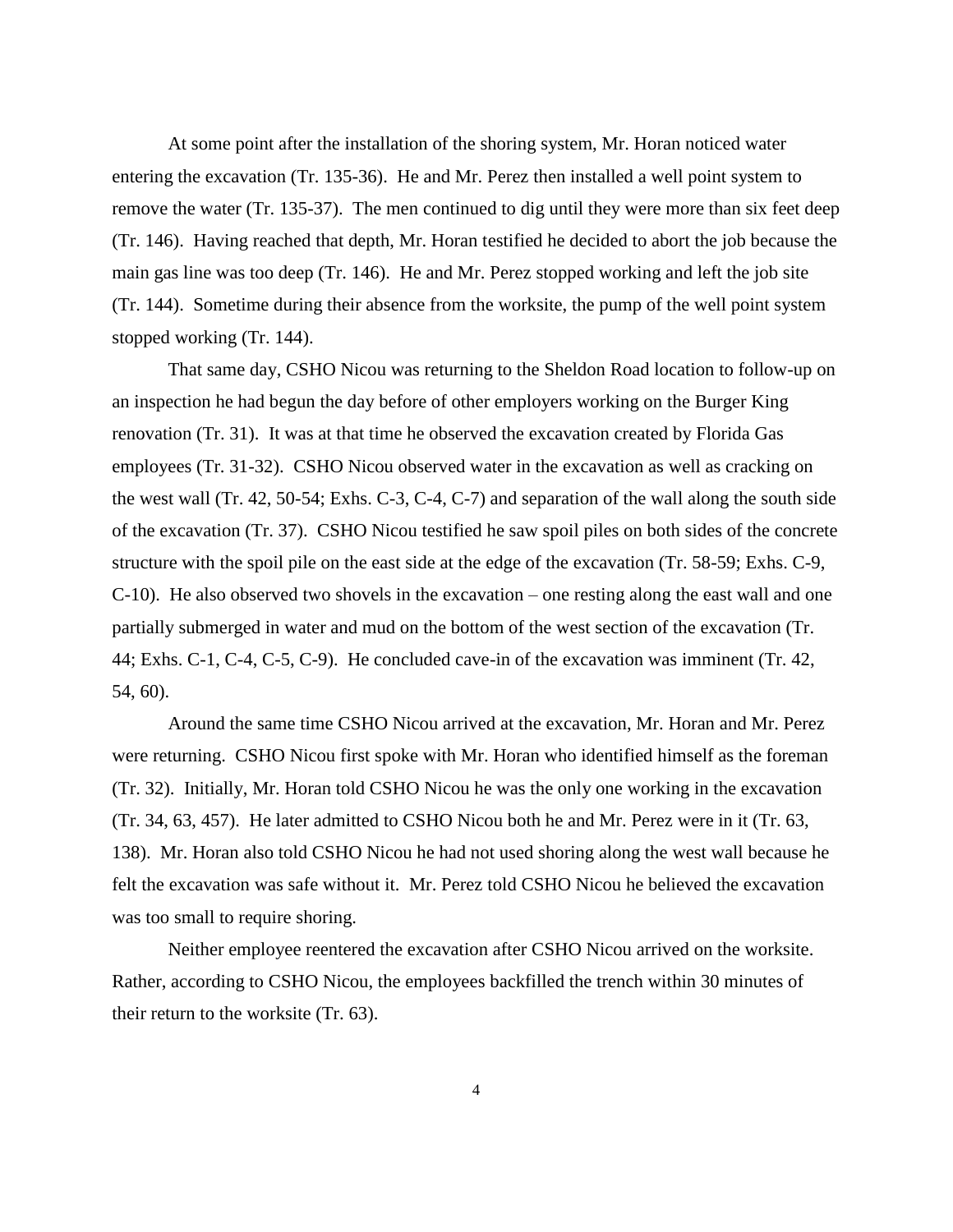At some point after the installation of the shoring system, Mr. Horan noticed water entering the excavation (Tr. 135-36). He and Mr. Perez then installed a well point system to remove the water (Tr. 135-37). The men continued to dig until they were more than six feet deep (Tr. 146). Having reached that depth, Mr. Horan testified he decided to abort the job because the main gas line was too deep (Tr. 146). He and Mr. Perez stopped working and left the job site (Tr. 144). Sometime during their absence from the worksite, the pump of the well point system stopped working (Tr. 144).

That same day, CSHO Nicou was returning to the Sheldon Road location to follow-up on an inspection he had begun the day before of other employers working on the Burger King renovation (Tr. 31). It was at that time he observed the excavation created by Florida Gas employees (Tr. 31-32). CSHO Nicou observed water in the excavation as well as cracking on the west wall (Tr. 42, 50-54; Exhs. C-3, C-4, C-7) and separation of the wall along the south side of the excavation (Tr. 37). CSHO Nicou testified he saw spoil piles on both sides of the concrete structure with the spoil pile on the east side at the edge of the excavation (Tr. 58-59; Exhs. C-9, C-10). He also observed two shovels in the excavation – one resting along the east wall and one partially submerged in water and mud on the bottom of the west section of the excavation (Tr. 44; Exhs. C-1, C-4, C-5, C-9). He concluded cave-in of the excavation was imminent (Tr. 42, 54, 60).

Around the same time CSHO Nicou arrived at the excavation, Mr. Horan and Mr. Perez were returning. CSHO Nicou first spoke with Mr. Horan who identified himself as the foreman (Tr. 32). Initially, Mr. Horan told CSHO Nicou he was the only one working in the excavation (Tr. 34, 63, 457). He later admitted to CSHO Nicou both he and Mr. Perez were in it (Tr. 63, 138). Mr. Horan also told CSHO Nicou he had not used shoring along the west wall because he felt the excavation was safe without it. Mr. Perez told CSHO Nicou he believed the excavation was too small to require shoring.

Neither employee reentered the excavation after CSHO Nicou arrived on the worksite. Rather, according to CSHO Nicou, the employees backfilled the trench within 30 minutes of their return to the worksite (Tr. 63).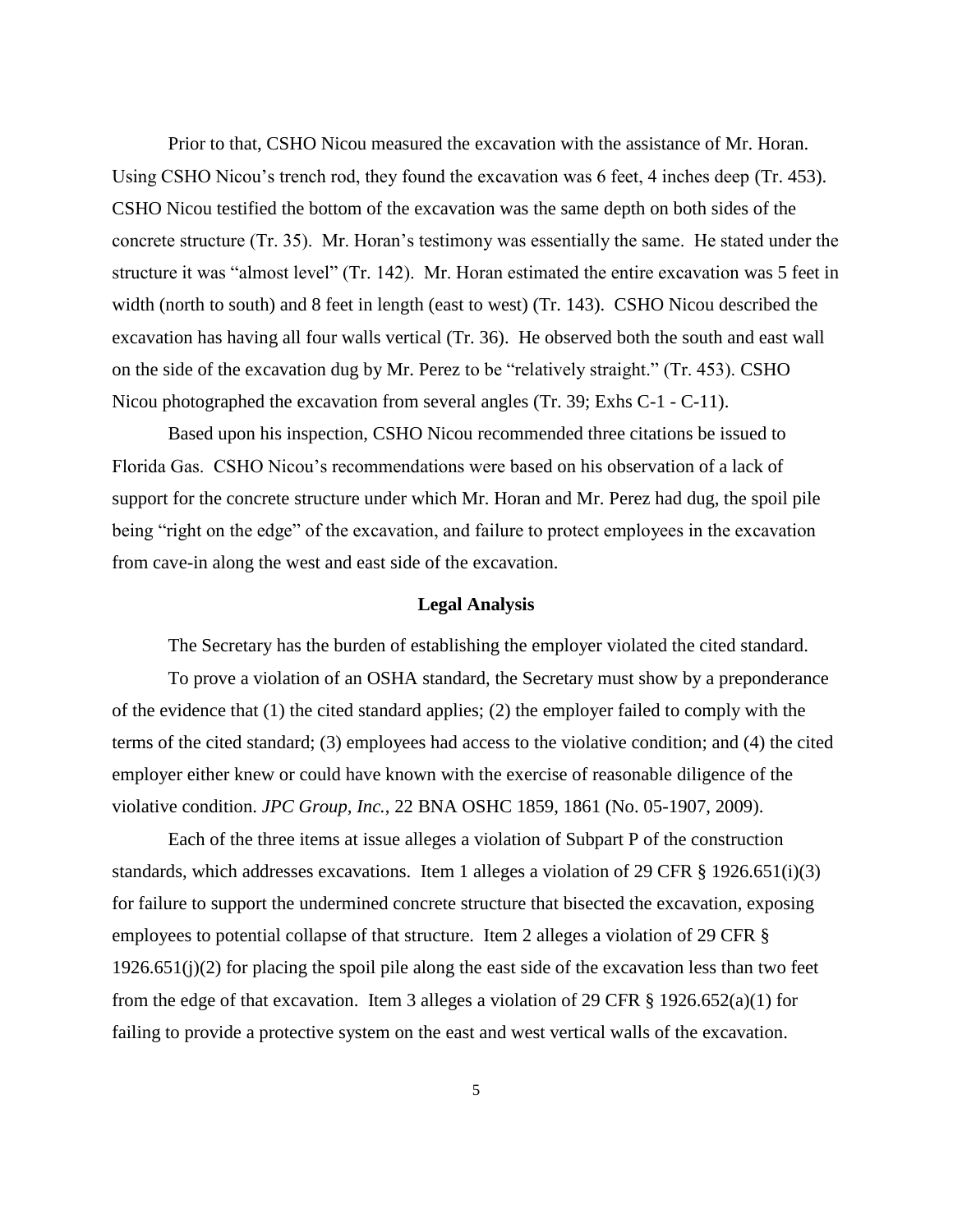Prior to that, CSHO Nicou measured the excavation with the assistance of Mr. Horan. Using CSHO Nicou's trench rod, they found the excavation was 6 feet, 4 inches deep (Tr. 453). CSHO Nicou testified the bottom of the excavation was the same depth on both sides of the concrete structure (Tr. 35). Mr. Horan's testimony was essentially the same. He stated under the structure it was "almost level" (Tr. 142). Mr. Horan estimated the entire excavation was 5 feet in width (north to south) and 8 feet in length (east to west) (Tr. 143). CSHO Nicou described the excavation has having all four walls vertical (Tr. 36). He observed both the south and east wall on the side of the excavation dug by Mr. Perez to be "relatively straight." (Tr. 453). CSHO Nicou photographed the excavation from several angles (Tr. 39; Exhs C-1 - C-11).

Based upon his inspection, CSHO Nicou recommended three citations be issued to Florida Gas. CSHO Nicou's recommendations were based on his observation of a lack of support for the concrete structure under which Mr. Horan and Mr. Perez had dug, the spoil pile being "right on the edge" of the excavation, and failure to protect employees in the excavation from cave-in along the west and east side of the excavation.

## Legal Analysis

The Secretary has the burden of establishing the employer violated the cited standard.

To prove a violation of an OSHA standard, the Secretary must show by a preponderance of the evidence that (1) the cited standard applies; (2) the employer failed to comply with the terms of the cited standard; (3) employees had access to the violative condition; and (4) the cited employer either knew or could have known with the exercise of reasonable diligence of the violative condition. *JPC Group, Inc.*, 22 BNA OSHC 1859, 1861 (No. 05-1907, 2009).

Each of the three items at issue alleges a violation of Subpart P of the construction standards, which addresses excavations. Item 1 alleges a violation of 29 CFR § 1926.651(i)(3) for failure to support the undermined concrete structure that bisected the excavation, exposing employees to potential collapse of that structure. Item 2 alleges a violation of 29 CFR § 1926.651(j)(2) for placing the spoil pile along the east side of the excavation less than two feet from the edge of that excavation. Item 3 alleges a violation of 29 CFR § 1926.652(a)(1) for failing to provide a protective system on the east and west vertical walls of the excavation.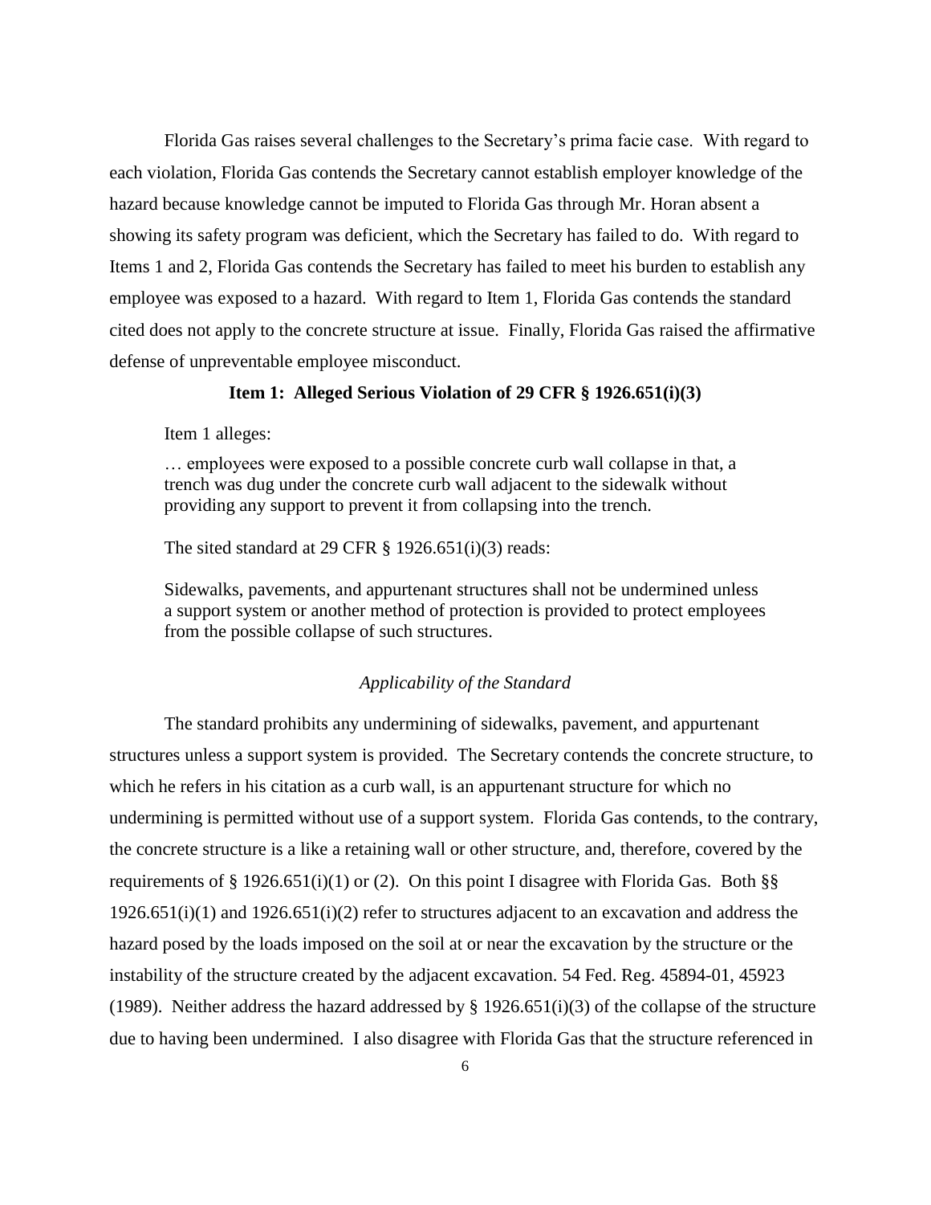Florida Gas raises several challenges to the Secretary's prima facie case. With regard to each violation, Florida Gas contends the Secretary cannot establish employer knowledge of the hazard because knowledge cannot be imputed to Florida Gas through Mr. Horan absent a showing its safety program was deficient, which the Secretary has failed to do. With regard to Items 1 and 2, Florida Gas contends the Secretary has failed to meet his burden to establish any employee was exposed to a hazard. With regard to Item 1, Florida Gas contends the standard cited does not apply to the concrete structure at issue. Finally, Florida Gas raised the affirmative defense of unpreventable employee misconduct.

**Item 1: Alleged Serious Violation of 29 CFR § 1926.651(i)(3)**

Item 1 alleges:

> … employees were exposed to a possible concrete curb wall collapse in that, a trench was dug under the concrete curb wall adjacent to the sidewalk without providing any support to prevent it from collapsing into the trench.

The sited standard at 29 CFR § 1926.651(i)(3) reads:

> Sidewalks, pavements, and appurtenant structures shall not be undermined unless a support system or another method of protection is provided to protect employees from the possible collapse of such structures.

*Applicability of the Standard*

The standard prohibits any undermining of sidewalks, pavement, and appurtenant structures unless a support system is provided. The Secretary contends the concrete structure, to which he refers in his citation as a curb wall, is an appurtenant structure for which no undermining is permitted without use of a support system. Florida Gas contends, to the contrary, the concrete structure is a like a retaining wall or other structure, and, therefore, covered by the requirements of § 1926.651(i)(1) or (2). On this point I disagree with Florida Gas. Both §§ 1926.651(i)(1) and 1926.651(i)(2) refer to structures adjacent to an excavation and address the hazard posed by the loads imposed on the soil at or near the excavation by the structure or the instability of the structure created by the adjacent excavation. 54 Fed. Reg. 45894-01, 45923 (1989). Neither address the hazard addressed by § 1926.651(i)(3) of the collapse of the structure due to having been undermined. I also disagree with Florida Gas that the structure referenced in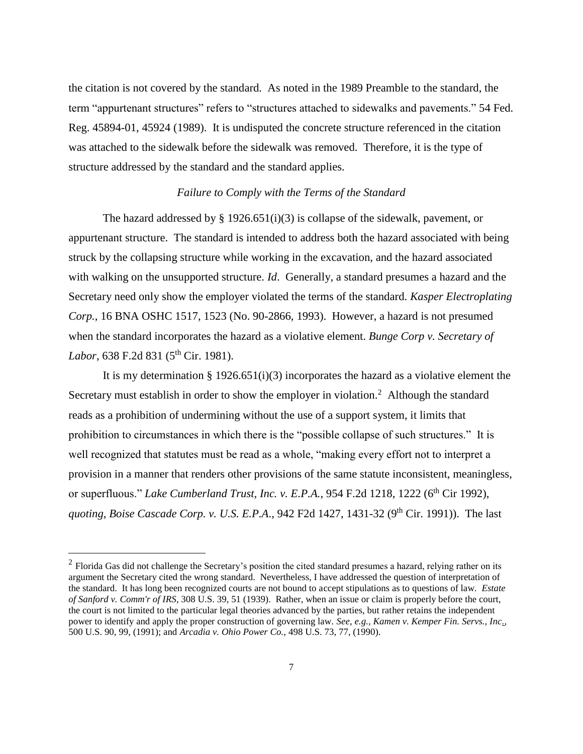the citation is not covered by the standard. As noted in the 1989 Preamble to the standard, the term "appurtenant structures" refers to "structures attached to sidewalks and pavements." 54 Fed. Reg. 45894-01, 45924 (1989). It is undisputed the concrete structure referenced in the citation was attached to the sidewalk before the sidewalk was removed. Therefore, it is the type of structure addressed by the standard and the standard applies.

*Failure to Comply with the Terms of the Standard*

The hazard addressed by § 1926.651(i)(3) is collapse of the sidewalk, pavement, or appurtenant structure. The standard is intended to address both the hazard associated with being struck by the collapsing structure while working in the excavation, and the hazard associated with walking on the unsupported structure. *Id*. Generally, a standard presumes a hazard and the Secretary need only show the employer violated the terms of the standard. *Kasper Electroplating Corp.*, 16 BNA OSHC 1517, 1523 (No. 90-2866, 1993). However, a hazard is not presumed when the standard incorporates the hazard as a violative element. *Bunge Corp v. Secretary of Labor*, 638 F.2d 831 (5th Cir. 1981).

It is my determination § 1926.651(i)(3) incorporates the hazard as a violative element the Secretary must establish in order to show the employer in violation.[2] Although the standard reads as a prohibition of undermining without the use of a support system, it limits that prohibition to circumstances in which there is the "possible collapse of such structures." It is well recognized that statutes must be read as a whole, "making every effort not to interpret a provision in a manner that renders other provisions of the same statute inconsistent, meaningless, or superfluous." *Lake Cumberland Trust, Inc. v. E.P.A.*, 954 F.2d 1218, 1222 (6th Cir 1992), *quoting, Boise Cascade Corp. v. U.S. E.P.A.*, 942 F2d 1427, 1431-32 (9th Cir. 1991)). The last

---

[2] Florida Gas did not challenge the Secretary's position the cited standard presumes a hazard, relying rather on its argument the Secretary cited the wrong standard. Nevertheless, I have addressed the question of interpretation of the standard. It has long been recognized courts are not bound to accept stipulations as to questions of law. *Estate of Sanford v. Comm'r of IRS*, 308 U.S. 39, 51 (1939). Rather, when an issue or claim is properly before the court, the court is not limited to the particular legal theories advanced by the parties, but rather retains the independent power to identify and apply the proper construction of governing law. *See, e.g., Kamen v. Kemper Fin. Servs., Inc.*, 500 U.S. 90, 99, (1991); and *Arcadia v. Ohio Power Co.,* 498 U.S. 73, 77, (1990).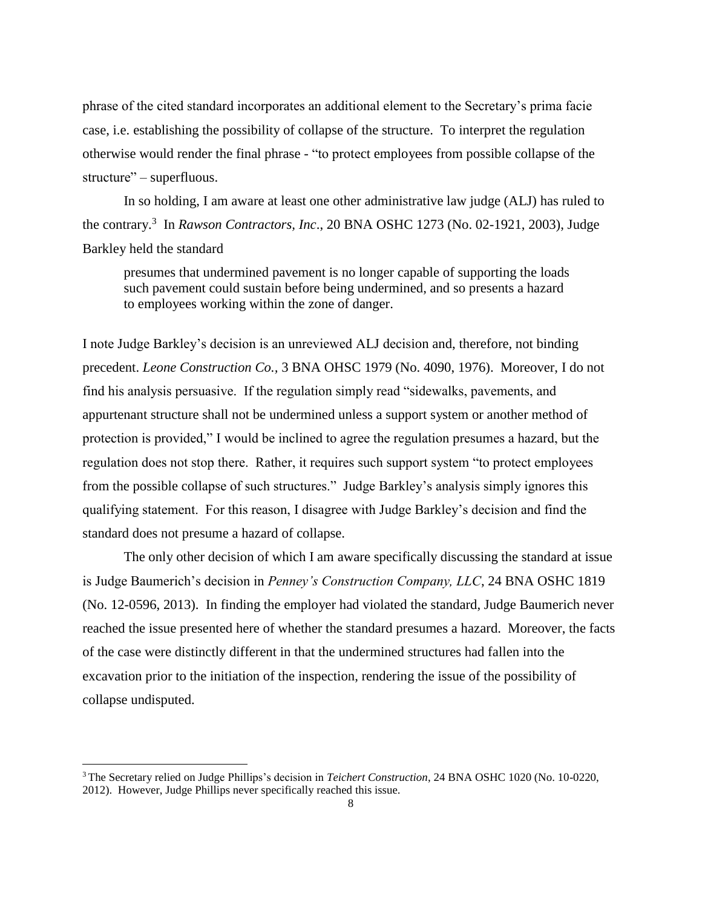phrase of the cited standard incorporates an additional element to the Secretary's prima facie case, i.e. establishing the possibility of collapse of the structure. To interpret the regulation otherwise would render the final phrase - "to protect employees from possible collapse of the structure" – superfluous.

In so holding, I am aware at least one other administrative law judge (ALJ) has ruled to the contrary.[3] In *Rawson Contractors, Inc*., 20 BNA OSHC 1273 (No. 02-1921, 2003), Judge Barkley held the standard

> presumes that undermined pavement is no longer capable of supporting the loads such pavement could sustain before being undermined, and so presents a hazard to employees working within the zone of danger.

I note Judge Barkley's decision is an unreviewed ALJ decision and, therefore, not binding precedent. *Leone Construction Co.,* 3 BNA OHSC 1979 (No. 4090, 1976). Moreover, I do not find his analysis persuasive. If the regulation simply read "sidewalks, pavements, and appurtenant structure shall not be undermined unless a support system or another method of protection is provided," I would be inclined to agree the regulation presumes a hazard, but the regulation does not stop there. Rather, it requires such support system "to protect employees from the possible collapse of such structures." Judge Barkley's analysis simply ignores this qualifying statement. For this reason, I disagree with Judge Barkley's decision and find the standard does not presume a hazard of collapse.

The only other decision of which I am aware specifically discussing the standard at issue is Judge Baumerich's decision in *Penney's Construction Company, LLC*, 24 BNA OSHC 1819 (No. 12-0596, 2013). In finding the employer had violated the standard, Judge Baumerich never reached the issue presented here of whether the standard presumes a hazard. Moreover, the facts of the case were distinctly different in that the undermined structures had fallen into the excavation prior to the initiation of the inspection, rendering the issue of the possibility of collapse undisputed.

---

[3] The Secretary relied on Judge Phillips's decision in *Teichert Construction*, 24 BNA OSHC 1020 (No. 10-0220, 2012). However, Judge Phillips never specifically reached this issue.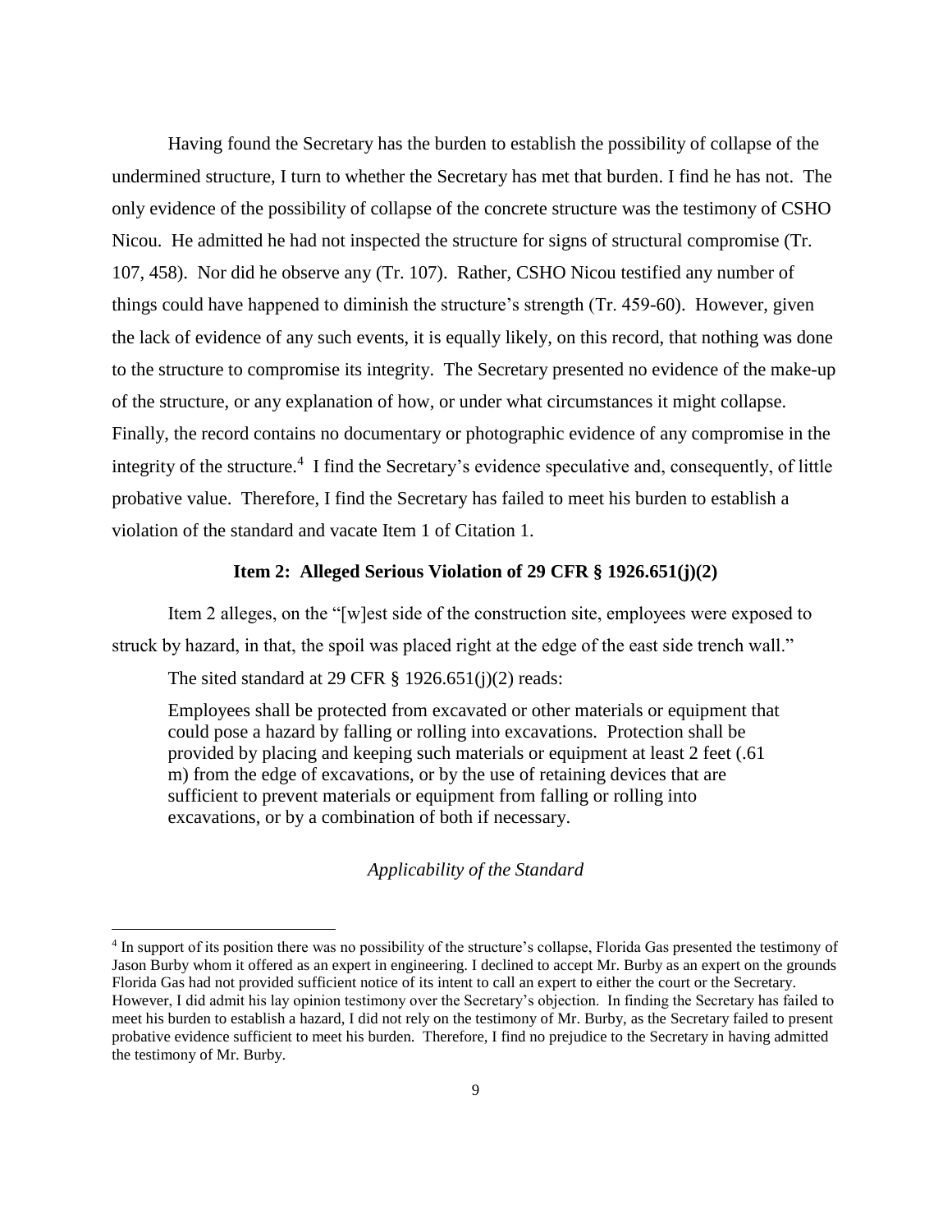Having found the Secretary has the burden to establish the possibility of collapse of the undermined structure, I turn to whether the Secretary has met that burden. I find he has not. The only evidence of the possibility of collapse of the concrete structure was the testimony of CSHO Nicou. He admitted he had not inspected the structure for signs of structural compromise (Tr. 107, 458). Nor did he observe any (Tr. 107). Rather, CSHO Nicou testified any number of things could have happened to diminish the structure's strength (Tr. 459-60). However, given the lack of evidence of any such events, it is equally likely, on this record, that nothing was done to the structure to compromise its integrity. The Secretary presented no evidence of the make-up of the structure, or any explanation of how, or under what circumstances it might collapse. Finally, the record contains no documentary or photographic evidence of any compromise in the integrity of the structure.[4] I find the Secretary's evidence speculative and, consequently, of little probative value. Therefore, I find the Secretary has failed to meet his burden to establish a violation of the standard and vacate Item 1 of Citation 1.

### Item 2: Alleged Serious Violation of 29 CFR § 1926.651(j)(2)

Item 2 alleges, on the "[w]est side of the construction site, employees were exposed to struck by hazard, in that, the spoil was placed right at the edge of the east side trench wall."

The sited standard at 29 CFR § 1926.651(j)(2) reads:

> Employees shall be protected from excavated or other materials or equipment that could pose a hazard by falling or rolling into excavations. Protection shall be provided by placing and keeping such materials or equipment at least 2 feet (.61 m) from the edge of excavations, or by the use of retaining devices that are sufficient to prevent materials or equipment from falling or rolling into excavations, or by a combination of both if necessary.

*Applicability of the Standard*

[4] In support of its position there was no possibility of the structure's collapse, Florida Gas presented the testimony of Jason Burby whom it offered as an expert in engineering. I declined to accept Mr. Burby as an expert on the grounds Florida Gas had not provided sufficient notice of its intent to call an expert to either the court or the Secretary. However, I did admit his lay opinion testimony over the Secretary's objection. In finding the Secretary has failed to meet his burden to establish a hazard, I did not rely on the testimony of Mr. Burby, as the Secretary failed to present probative evidence sufficient to meet his burden. Therefore, I find no prejudice to the Secretary in having admitted the testimony of Mr. Burby.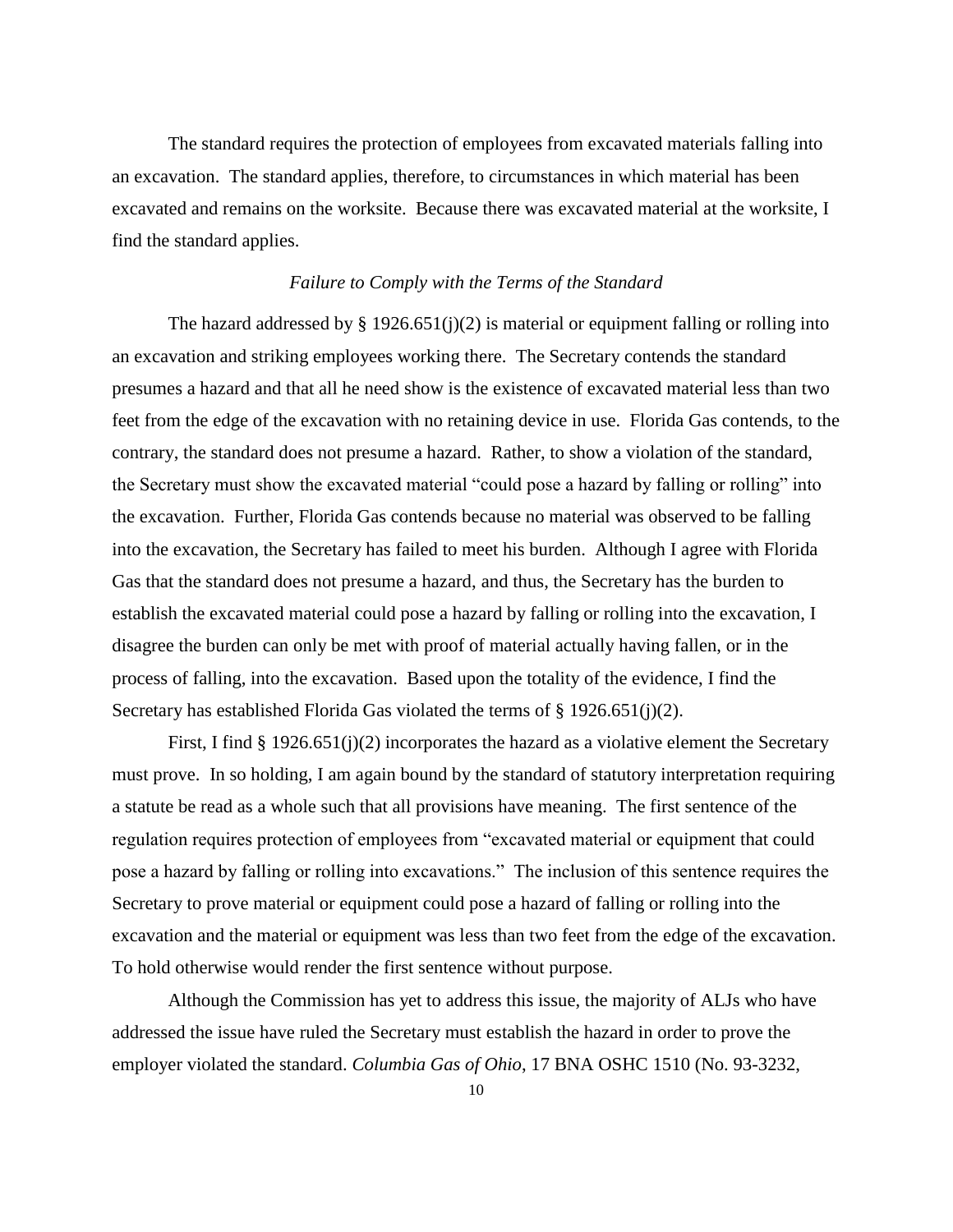The standard requires the protection of employees from excavated materials falling into an excavation. The standard applies, therefore, to circumstances in which material has been excavated and remains on the worksite. Because there was excavated material at the worksite, I find the standard applies.

*Failure to Comply with the Terms of the Standard*

The hazard addressed by § 1926.651(j)(2) is material or equipment falling or rolling into an excavation and striking employees working there. The Secretary contends the standard presumes a hazard and that all he need show is the existence of excavated material less than two feet from the edge of the excavation with no retaining device in use. Florida Gas contends, to the contrary, the standard does not presume a hazard. Rather, to show a violation of the standard, the Secretary must show the excavated material "could pose a hazard by falling or rolling" into the excavation. Further, Florida Gas contends because no material was observed to be falling into the excavation, the Secretary has failed to meet his burden. Although I agree with Florida Gas that the standard does not presume a hazard, and thus, the Secretary has the burden to establish the excavated material could pose a hazard by falling or rolling into the excavation, I disagree the burden can only be met with proof of material actually having fallen, or in the process of falling, into the excavation. Based upon the totality of the evidence, I find the Secretary has established Florida Gas violated the terms of § 1926.651(j)(2).

First, I find § 1926.651(j)(2) incorporates the hazard as a violative element the Secretary must prove. In so holding, I am again bound by the standard of statutory interpretation requiring a statute be read as a whole such that all provisions have meaning. The first sentence of the regulation requires protection of employees from "excavated material or equipment that could pose a hazard by falling or rolling into excavations." The inclusion of this sentence requires the Secretary to prove material or equipment could pose a hazard of falling or rolling into the excavation and the material or equipment was less than two feet from the edge of the excavation. To hold otherwise would render the first sentence without purpose.

Although the Commission has yet to address this issue, the majority of ALJs who have addressed the issue have ruled the Secretary must establish the hazard in order to prove the employer violated the standard. *Columbia Gas of Ohio*, 17 BNA OSHC 1510 (No. 93-3232,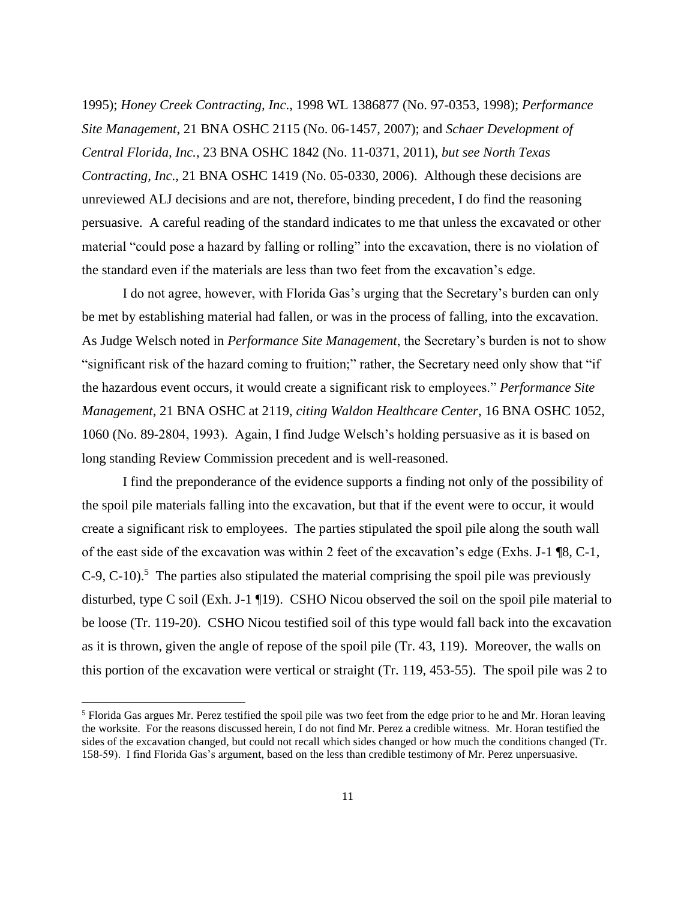1995); *Honey Creek Contracting, Inc*., 1998 WL 1386877 (No. 97-0353, 1998); *Performance Site Management*, 21 BNA OSHC 2115 (No. 06-1457, 2007); and *Schaer Development of Central Florida, Inc.*, 23 BNA OSHC 1842 (No. 11-0371, 2011), *but see North Texas Contracting, Inc*., 21 BNA OSHC 1419 (No. 05-0330, 2006). Although these decisions are unreviewed ALJ decisions and are not, therefore, binding precedent, I do find the reasoning persuasive. A careful reading of the standard indicates to me that unless the excavated or other material "could pose a hazard by falling or rolling" into the excavation, there is no violation of the standard even if the materials are less than two feet from the excavation's edge.

I do not agree, however, with Florida Gas's urging that the Secretary's burden can only be met by establishing material had fallen, or was in the process of falling, into the excavation. As Judge Welsch noted in *Performance Site Management*, the Secretary's burden is not to show "significant risk of the hazard coming to fruition;" rather, the Secretary need only show that "if the hazardous event occurs, it would create a significant risk to employees." *Performance Site Management*, 21 BNA OSHC at 2119, *citing Waldon Healthcare Center*, 16 BNA OSHC 1052, 1060 (No. 89-2804, 1993). Again, I find Judge Welsch's holding persuasive as it is based on long standing Review Commission precedent and is well-reasoned.

I find the preponderance of the evidence supports a finding not only of the possibility of the spoil pile materials falling into the excavation, but that if the event were to occur, it would create a significant risk to employees. The parties stipulated the spoil pile along the south wall of the east side of the excavation was within 2 feet of the excavation's edge (Exhs. J-1 ¶8, C-1, C-9, C-10).[5] The parties also stipulated the material comprising the spoil pile was previously disturbed, type C soil (Exh. J-1 ¶19). CSHO Nicou observed the soil on the spoil pile material to be loose (Tr. 119-20). CSHO Nicou testified soil of this type would fall back into the excavation as it is thrown, given the angle of repose of the spoil pile (Tr. 43, 119). Moreover, the walls on this portion of the excavation were vertical or straight (Tr. 119, 453-55). The spoil pile was 2 to

[5] Florida Gas argues Mr. Perez testified the spoil pile was two feet from the edge prior to he and Mr. Horan leaving the worksite. For the reasons discussed herein, I do not find Mr. Perez a credible witness. Mr. Horan testified the sides of the excavation changed, but could not recall which sides changed or how much the conditions changed (Tr. 158-59). I find Florida Gas's argument, based on the less than credible testimony of Mr. Perez unpersuasive.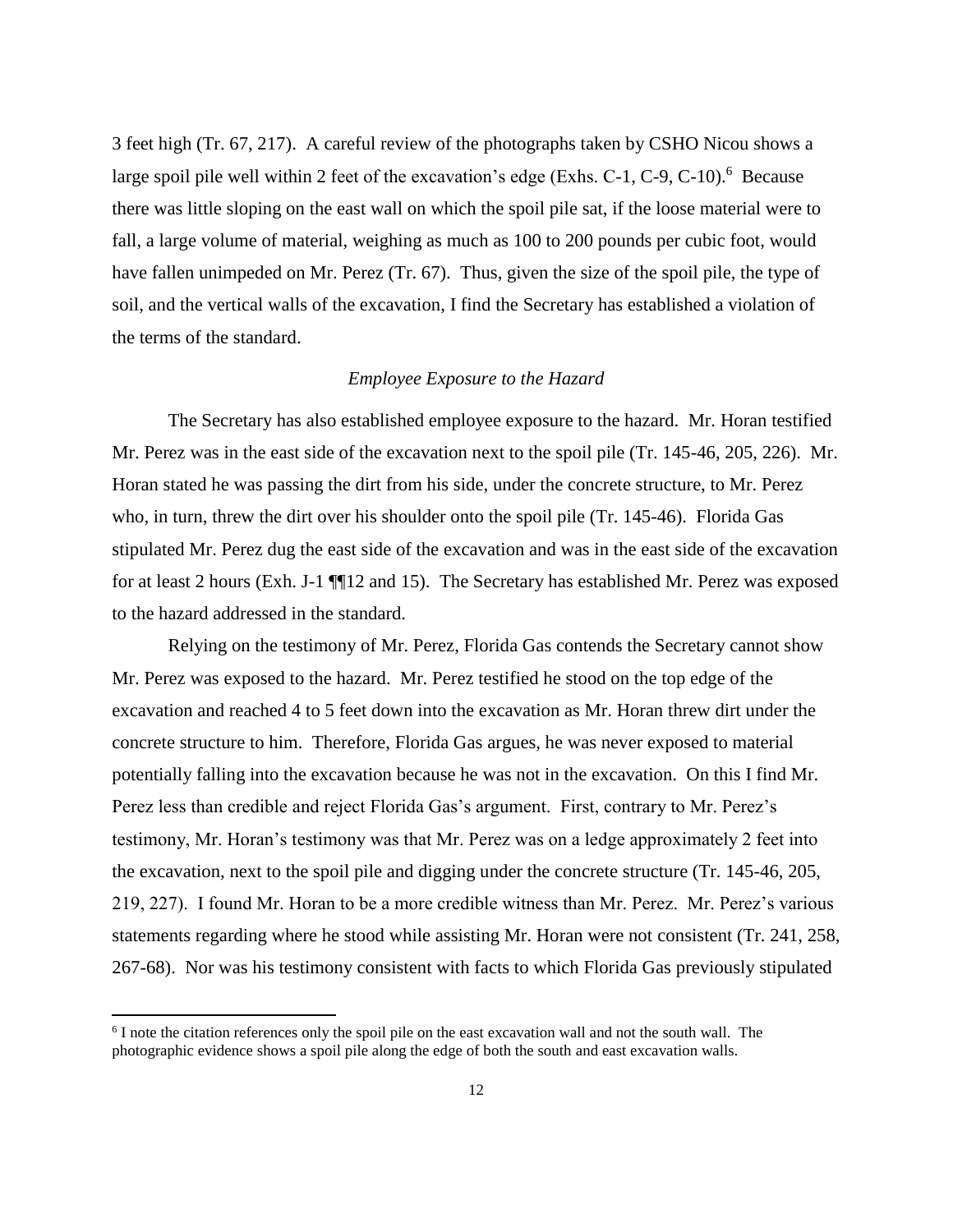3 feet high (Tr. 67, 217). A careful review of the photographs taken by CSHO Nicou shows a large spoil pile well within 2 feet of the excavation's edge (Exhs. C-1, C-9, C-10).[6] Because there was little sloping on the east wall on which the spoil pile sat, if the loose material were to fall, a large volume of material, weighing as much as 100 to 200 pounds per cubic foot, would have fallen unimpeded on Mr. Perez (Tr. 67). Thus, given the size of the spoil pile, the type of soil, and the vertical walls of the excavation, I find the Secretary has established a violation of the terms of the standard.

*Employee Exposure to the Hazard*

The Secretary has also established employee exposure to the hazard. Mr. Horan testified Mr. Perez was in the east side of the excavation next to the spoil pile (Tr. 145-46, 205, 226). Mr. Horan stated he was passing the dirt from his side, under the concrete structure, to Mr. Perez who, in turn, threw the dirt over his shoulder onto the spoil pile (Tr. 145-46). Florida Gas stipulated Mr. Perez dug the east side of the excavation and was in the east side of the excavation for at least 2 hours (Exh. J-1 ¶¶12 and 15). The Secretary has established Mr. Perez was exposed to the hazard addressed in the standard.

Relying on the testimony of Mr. Perez, Florida Gas contends the Secretary cannot show Mr. Perez was exposed to the hazard. Mr. Perez testified he stood on the top edge of the excavation and reached 4 to 5 feet down into the excavation as Mr. Horan threw dirt under the concrete structure to him. Therefore, Florida Gas argues, he was never exposed to material potentially falling into the excavation because he was not in the excavation. On this I find Mr. Perez less than credible and reject Florida Gas's argument. First, contrary to Mr. Perez's testimony, Mr. Horan's testimony was that Mr. Perez was on a ledge approximately 2 feet into the excavation, next to the spoil pile and digging under the concrete structure (Tr. 145-46, 205, 219, 227). I found Mr. Horan to be a more credible witness than Mr. Perez. Mr. Perez's various statements regarding where he stood while assisting Mr. Horan were not consistent (Tr. 241, 258, 267-68). Nor was his testimony consistent with facts to which Florida Gas previously stipulated

[6] I note the citation references only the spoil pile on the east excavation wall and not the south wall. The photographic evidence shows a spoil pile along the edge of both the south and east excavation walls.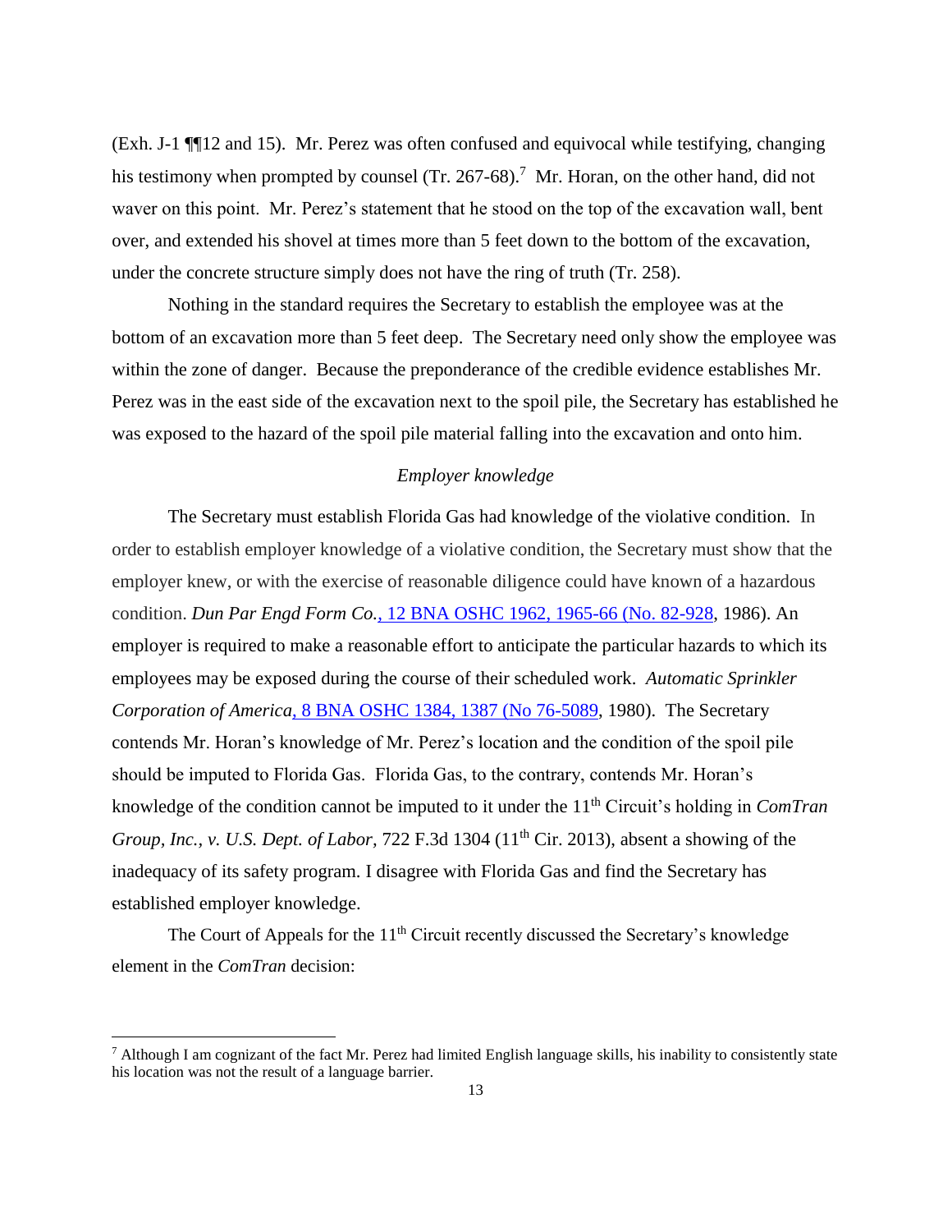(Exh. J-1 ¶¶12 and 15). Mr. Perez was often confused and equivocal while testifying, changing his testimony when prompted by counsel (Tr. 267-68).[7] Mr. Horan, on the other hand, did not waver on this point. Mr. Perez's statement that he stood on the top of the excavation wall, bent over, and extended his shovel at times more than 5 feet down to the bottom of the excavation, under the concrete structure simply does not have the ring of truth (Tr. 258).

Nothing in the standard requires the Secretary to establish the employee was at the bottom of an excavation more than 5 feet deep. The Secretary need only show the employee was within the zone of danger. Because the preponderance of the credible evidence establishes Mr. Perez was in the east side of the excavation next to the spoil pile, the Secretary has established he was exposed to the hazard of the spoil pile material falling into the excavation and onto him.

*Employer knowledge*

The Secretary must establish Florida Gas had knowledge of the violative condition. In order to establish employer knowledge of a violative condition, the Secretary must show that the employer knew, or with the exercise of reasonable diligence could have known of a hazardous condition. *Dun Par Engd Form Co.*, 12 BNA OSHC 1962, 1965-66 (No. 82-928, 1986). An employer is required to make a reasonable effort to anticipate the particular hazards to which its employees may be exposed during the course of their scheduled work. *Automatic Sprinkler Corporation of America*, 8 BNA OSHC 1384, 1387 (No 76-5089, 1980). The Secretary contends Mr. Horan's knowledge of Mr. Perez's location and the condition of the spoil pile should be imputed to Florida Gas. Florida Gas, to the contrary, contends Mr. Horan's knowledge of the condition cannot be imputed to it under the 11th Circuit's holding in *ComTran Group, Inc., v. U.S. Dept. of Labor*, 722 F.3d 1304 (11th Cir. 2013), absent a showing of the inadequacy of its safety program. I disagree with Florida Gas and find the Secretary has established employer knowledge.

The Court of Appeals for the 11th Circuit recently discussed the Secretary's knowledge element in the *ComTran* decision:

[7] Although I am cognizant of the fact Mr. Perez had limited English language skills, his inability to consistently state his location was not the result of a language barrier.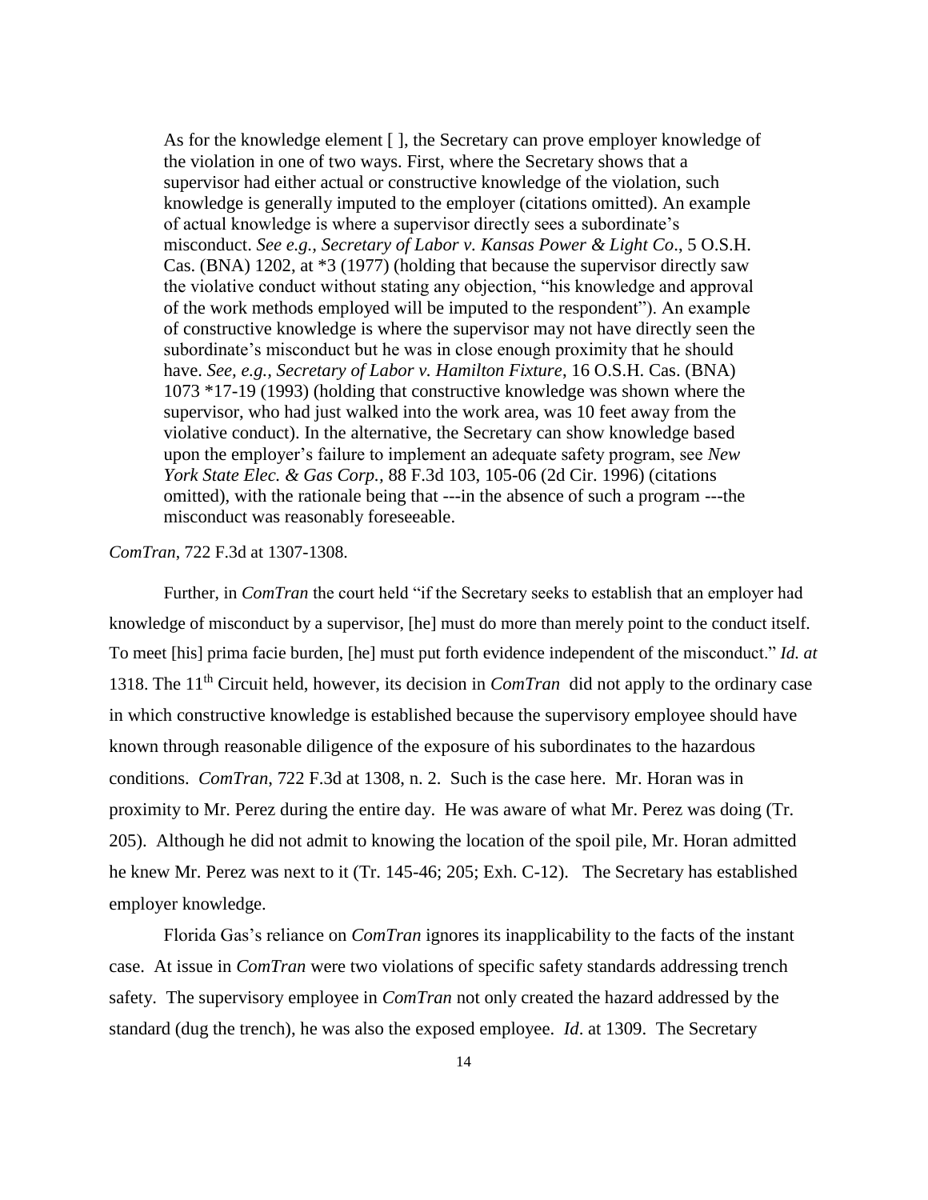> As for the knowledge element [ ], the Secretary can prove employer knowledge of the violation in one of two ways. First, where the Secretary shows that a supervisor had either actual or constructive knowledge of the violation, such knowledge is generally imputed to the employer (citations omitted). An example of actual knowledge is where a supervisor directly sees a subordinate's misconduct. *See e.g., Secretary of Labor v. Kansas Power & Light Co*., 5 O.S.H. Cas. (BNA) 1202, at *3 (1977) (holding that because the supervisor directly saw the violative conduct without stating any objection, "his knowledge and approval of the work methods employed will be imputed to the respondent"). An example of constructive knowledge is where the supervisor may not have directly seen the subordinate's misconduct but he was in close enough proximity that he should have. *See, e.g., Secretary of Labor v. Hamilton Fixture*, 16 O.S.H. Cas. (BNA) 1073 *17-19 (1993) (holding that constructive knowledge was shown where the supervisor, who had just walked into the work area, was 10 feet away from the violative conduct). In the alternative, the Secretary can show knowledge based upon the employer's failure to implement an adequate safety program, see *New York State Elec. & Gas Corp.*, 88 F.3d 103, 105-06 (2d Cir. 1996) (citations omitted), with the rationale being that ---in the absence of such a program ---the misconduct was reasonably foreseeable.

*ComTran*, 722 F.3d at 1307-1308.

Further, in *ComTran* the court held "if the Secretary seeks to establish that an employer had knowledge of misconduct by a supervisor, [he] must do more than merely point to the conduct itself. To meet [his] prima facie burden, [he] must put forth evidence independent of the misconduct." *Id. at* 1318. The 11th Circuit held, however, its decision in *ComTran* did not apply to the ordinary case in which constructive knowledge is established because the supervisory employee should have known through reasonable diligence of the exposure of his subordinates to the hazardous conditions. *ComTran*, 722 F.3d at 1308, n. 2. Such is the case here. Mr. Horan was in proximity to Mr. Perez during the entire day. He was aware of what Mr. Perez was doing (Tr. 205). Although he did not admit to knowing the location of the spoil pile, Mr. Horan admitted he knew Mr. Perez was next to it (Tr. 145-46; 205; Exh. C-12). The Secretary has established employer knowledge.

Florida Gas's reliance on *ComTran* ignores its inapplicability to the facts of the instant case. At issue in *ComTran* were two violations of specific safety standards addressing trench safety. The supervisory employee in *ComTran* not only created the hazard addressed by the standard (dug the trench), he was also the exposed employee. *Id*. at 1309. The Secretary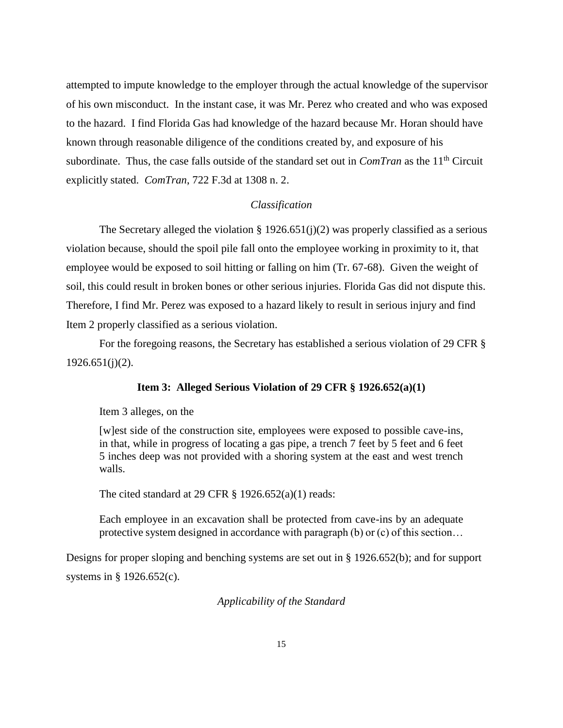attempted to impute knowledge to the employer through the actual knowledge of the supervisor of his own misconduct. In the instant case, it was Mr. Perez who created and who was exposed to the hazard. I find Florida Gas had knowledge of the hazard because Mr. Horan should have known through reasonable diligence of the conditions created by, and exposure of his subordinate. Thus, the case falls outside of the standard set out in *ComTran* as the 11th Circuit explicitly stated. *ComTran*, 722 F.3d at 1308 n. 2.

*Classification*

The Secretary alleged the violation § 1926.651(j)(2) was properly classified as a serious violation because, should the spoil pile fall onto the employee working in proximity to it, that employee would be exposed to soil hitting or falling on him (Tr. 67-68). Given the weight of soil, this could result in broken bones or other serious injuries. Florida Gas did not dispute this. Therefore, I find Mr. Perez was exposed to a hazard likely to result in serious injury and find Item 2 properly classified as a serious violation.

For the foregoing reasons, the Secretary has established a serious violation of 29 CFR § 1926.651(j)(2).

**Item 3: Alleged Serious Violation of 29 CFR § 1926.652(a)(1)**

Item 3 alleges, on the

> [w]est side of the construction site, employees were exposed to possible cave-ins, in that, while in progress of locating a gas pipe, a trench 7 feet by 5 feet and 6 feet 5 inches deep was not provided with a shoring system at the east and west trench walls.

The cited standard at 29 CFR § 1926.652(a)(1) reads:

> Each employee in an excavation shall be protected from cave-ins by an adequate protective system designed in accordance with paragraph (b) or (c) of this section…

Designs for proper sloping and benching systems are set out in § 1926.652(b); and for support systems in § 1926.652(c).

*Applicability of the Standard*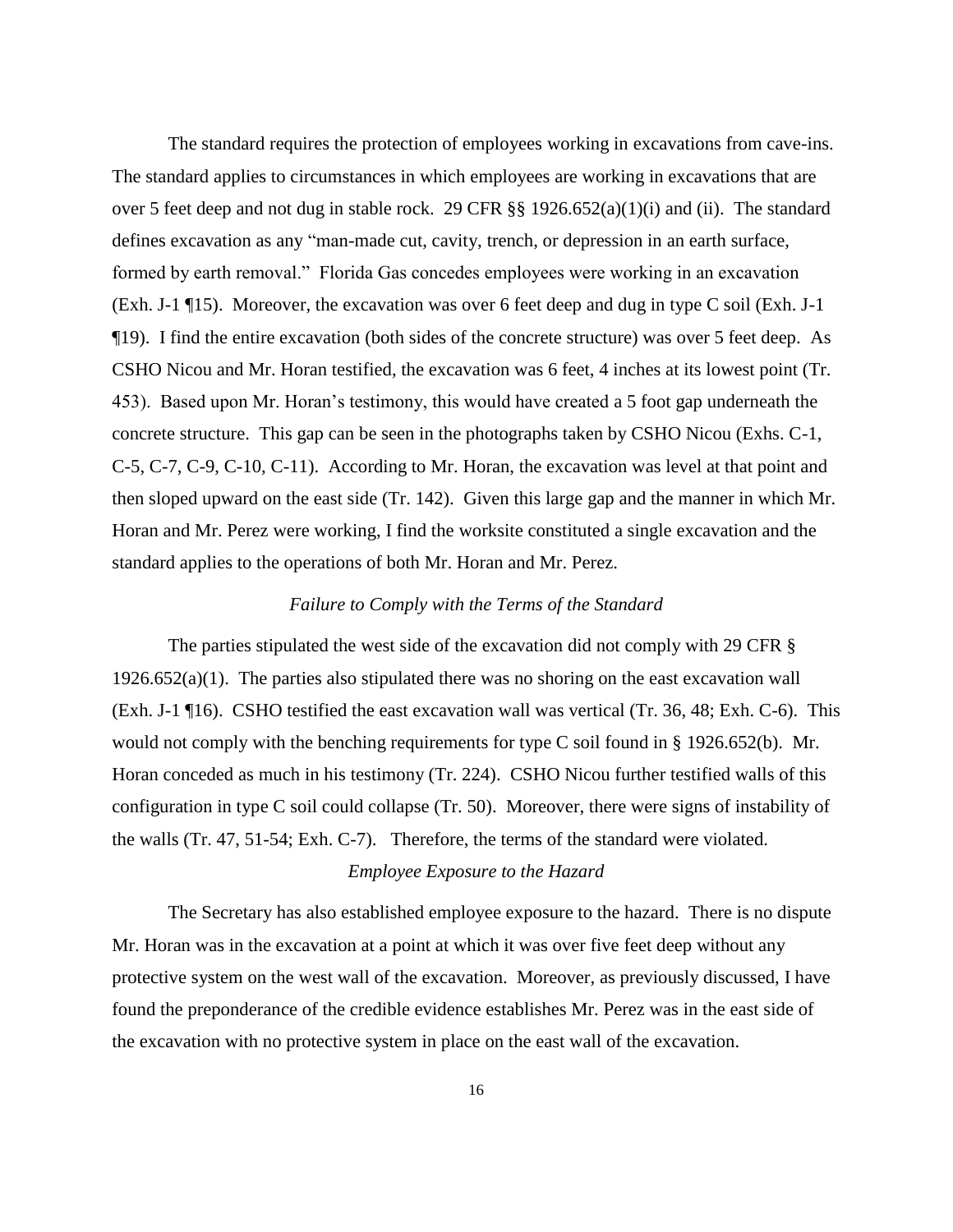The standard requires the protection of employees working in excavations from cave-ins. The standard applies to circumstances in which employees are working in excavations that are over 5 feet deep and not dug in stable rock. 29 CFR §§ 1926.652(a)(1)(i) and (ii). The standard defines excavation as any "man-made cut, cavity, trench, or depression in an earth surface, formed by earth removal." Florida Gas concedes employees were working in an excavation (Exh. J-1 ¶15). Moreover, the excavation was over 6 feet deep and dug in type C soil (Exh. J-1 ¶19). I find the entire excavation (both sides of the concrete structure) was over 5 feet deep. As CSHO Nicou and Mr. Horan testified, the excavation was 6 feet, 4 inches at its lowest point (Tr. 453). Based upon Mr. Horan's testimony, this would have created a 5 foot gap underneath the concrete structure. This gap can be seen in the photographs taken by CSHO Nicou (Exhs. C-1, C-5, C-7, C-9, C-10, C-11). According to Mr. Horan, the excavation was level at that point and then sloped upward on the east side (Tr. 142). Given this large gap and the manner in which Mr. Horan and Mr. Perez were working, I find the worksite constituted a single excavation and the standard applies to the operations of both Mr. Horan and Mr. Perez.

*Failure to Comply with the Terms of the Standard*

The parties stipulated the west side of the excavation did not comply with 29 CFR § 1926.652(a)(1). The parties also stipulated there was no shoring on the east excavation wall (Exh. J-1 ¶16). CSHO testified the east excavation wall was vertical (Tr. 36, 48; Exh. C-6). This would not comply with the benching requirements for type C soil found in § 1926.652(b). Mr. Horan conceded as much in his testimony (Tr. 224). CSHO Nicou further testified walls of this configuration in type C soil could collapse (Tr. 50). Moreover, there were signs of instability of the walls (Tr. 47, 51-54; Exh. C-7). Therefore, the terms of the standard were violated.

*Employee Exposure to the Hazard*

The Secretary has also established employee exposure to the hazard. There is no dispute Mr. Horan was in the excavation at a point at which it was over five feet deep without any protective system on the west wall of the excavation. Moreover, as previously discussed, I have found the preponderance of the credible evidence establishes Mr. Perez was in the east side of the excavation with no protective system in place on the east wall of the excavation.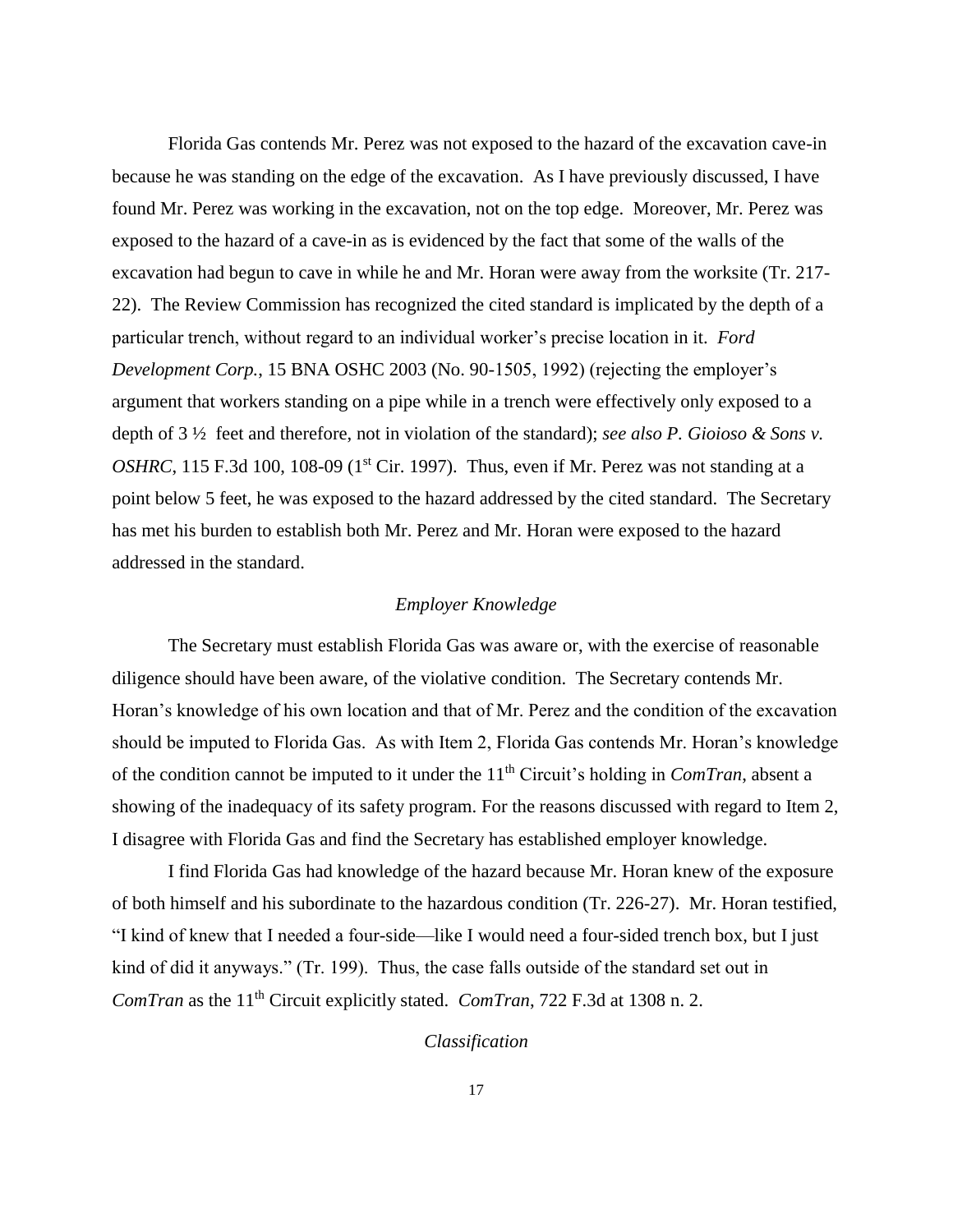Florida Gas contends Mr. Perez was not exposed to the hazard of the excavation cave-in because he was standing on the edge of the excavation. As I have previously discussed, I have found Mr. Perez was working in the excavation, not on the top edge. Moreover, Mr. Perez was exposed to the hazard of a cave-in as is evidenced by the fact that some of the walls of the excavation had begun to cave in while he and Mr. Horan were away from the worksite (Tr. 217-22). The Review Commission has recognized the cited standard is implicated by the depth of a particular trench, without regard to an individual worker's precise location in it. *Ford Development Corp.*, 15 BNA OSHC 2003 (No. 90-1505, 1992) (rejecting the employer's argument that workers standing on a pipe while in a trench were effectively only exposed to a depth of 3 ½ feet and therefore, not in violation of the standard); *see also P. Gioioso & Sons v. OSHRC*, 115 F.3d 100, 108-09 (1st Cir. 1997). Thus, even if Mr. Perez was not standing at a point below 5 feet, he was exposed to the hazard addressed by the cited standard. The Secretary has met his burden to establish both Mr. Perez and Mr. Horan were exposed to the hazard addressed in the standard.

### *Employer Knowledge*

The Secretary must establish Florida Gas was aware or, with the exercise of reasonable diligence should have been aware, of the violative condition. The Secretary contends Mr. Horan's knowledge of his own location and that of Mr. Perez and the condition of the excavation should be imputed to Florida Gas. As with Item 2, Florida Gas contends Mr. Horan's knowledge of the condition cannot be imputed to it under the 11th Circuit's holding in *ComTran*, absent a showing of the inadequacy of its safety program. For the reasons discussed with regard to Item 2, I disagree with Florida Gas and find the Secretary has established employer knowledge.

I find Florida Gas had knowledge of the hazard because Mr. Horan knew of the exposure of both himself and his subordinate to the hazardous condition (Tr. 226-27). Mr. Horan testified, "I kind of knew that I needed a four-side—like I would need a four-sided trench box, but I just kind of did it anyways." (Tr. 199). Thus, the case falls outside of the standard set out in *ComTran* as the 11th Circuit explicitly stated. *ComTran*, 722 F.3d at 1308 n. 2.

### *Classification*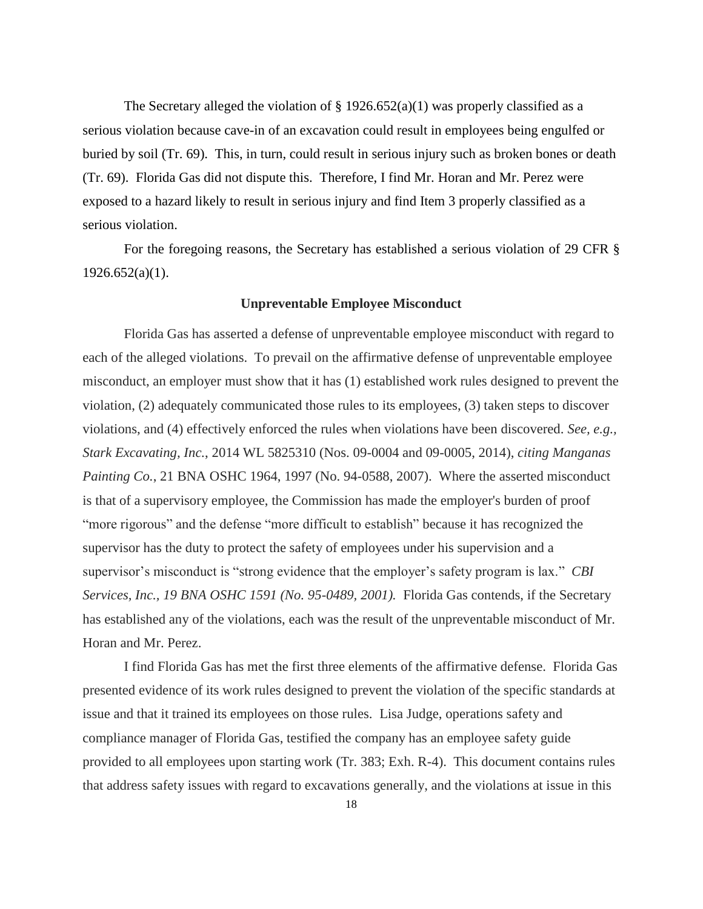The Secretary alleged the violation of § 1926.652(a)(1) was properly classified as a serious violation because cave-in of an excavation could result in employees being engulfed or buried by soil (Tr. 69). This, in turn, could result in serious injury such as broken bones or death (Tr. 69). Florida Gas did not dispute this. Therefore, I find Mr. Horan and Mr. Perez were exposed to a hazard likely to result in serious injury and find Item 3 properly classified as a serious violation.

For the foregoing reasons, the Secretary has established a serious violation of 29 CFR § 1926.652(a)(1).

### Unpreventable Employee Misconduct

Florida Gas has asserted a defense of unpreventable employee misconduct with regard to each of the alleged violations. To prevail on the affirmative defense of unpreventable employee misconduct, an employer must show that it has (1) established work rules designed to prevent the violation, (2) adequately communicated those rules to its employees, (3) taken steps to discover violations, and (4) effectively enforced the rules when violations have been discovered. *See, e.g., Stark Excavating, Inc.*, 2014 WL 5825310 (Nos. 09-0004 and 09-0005, 2014), *citing Manganas Painting Co.*, 21 BNA OSHC 1964, 1997 (No. 94-0588, 2007). Where the asserted misconduct is that of a supervisory employee, the Commission has made the employer's burden of proof "more rigorous" and the defense "more difficult to establish" because it has recognized the supervisor has the duty to protect the safety of employees under his supervision and a supervisor's misconduct is "strong evidence that the employer's safety program is lax." *CBI Services, Inc., 19 BNA OSHC 1591 (No. 95-0489, 2001).* Florida Gas contends, if the Secretary has established any of the violations, each was the result of the unpreventable misconduct of Mr. Horan and Mr. Perez.

I find Florida Gas has met the first three elements of the affirmative defense. Florida Gas presented evidence of its work rules designed to prevent the violation of the specific standards at issue and that it trained its employees on those rules. Lisa Judge, operations safety and compliance manager of Florida Gas, testified the company has an employee safety guide provided to all employees upon starting work (Tr. 383; Exh. R-4). This document contains rules that address safety issues with regard to excavations generally, and the violations at issue in this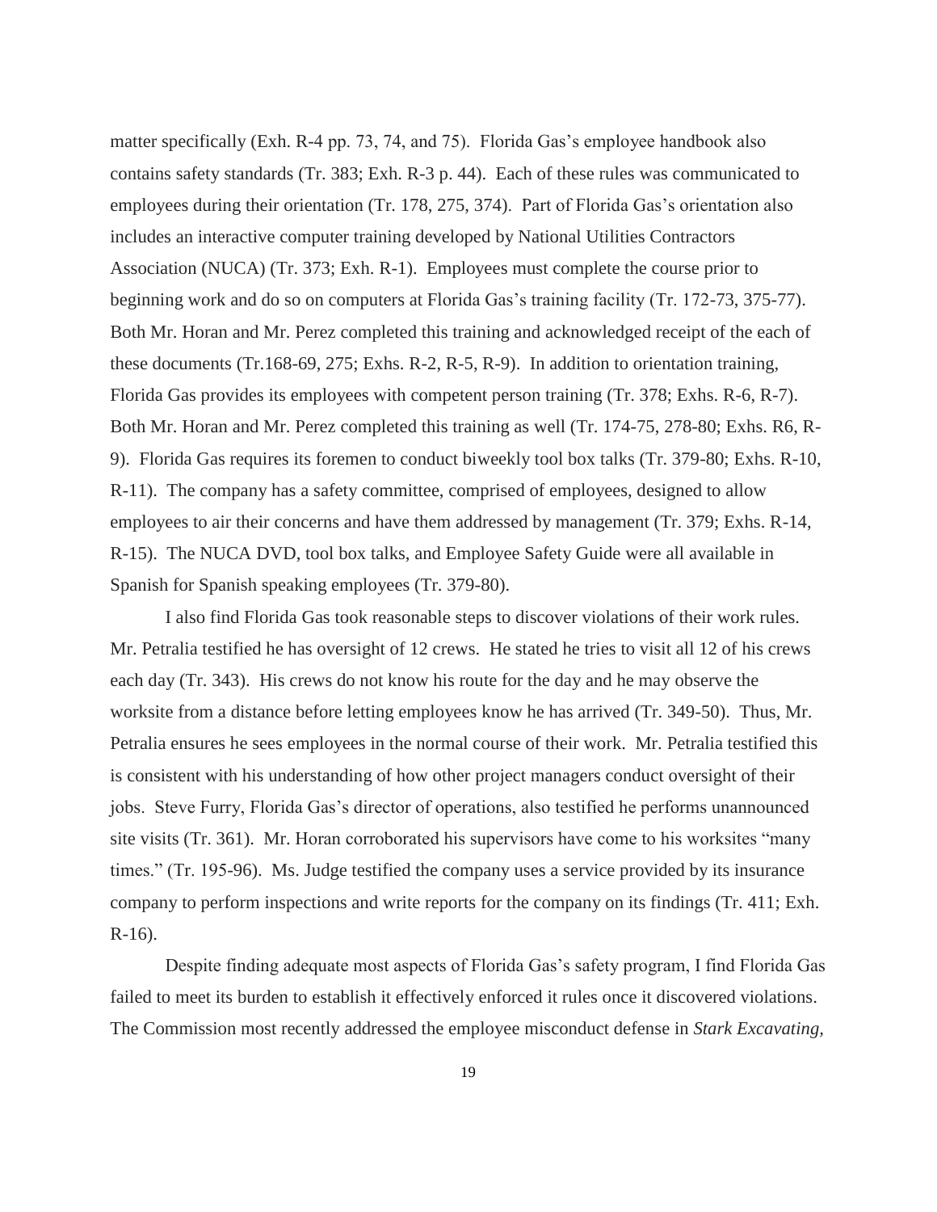matter specifically (Exh. R-4 pp. 73, 74, and 75). Florida Gas's employee handbook also contains safety standards (Tr. 383; Exh. R-3 p. 44). Each of these rules was communicated to employees during their orientation (Tr. 178, 275, 374). Part of Florida Gas's orientation also includes an interactive computer training developed by National Utilities Contractors Association (NUCA) (Tr. 373; Exh. R-1). Employees must complete the course prior to beginning work and do so on computers at Florida Gas's training facility (Tr. 172-73, 375-77). Both Mr. Horan and Mr. Perez completed this training and acknowledged receipt of the each of these documents (Tr.168-69, 275; Exhs. R-2, R-5, R-9). In addition to orientation training, Florida Gas provides its employees with competent person training (Tr. 378; Exhs. R-6, R-7). Both Mr. Horan and Mr. Perez completed this training as well (Tr. 174-75, 278-80; Exhs. R6, R-9). Florida Gas requires its foremen to conduct biweekly tool box talks (Tr. 379-80; Exhs. R-10, R-11). The company has a safety committee, comprised of employees, designed to allow employees to air their concerns and have them addressed by management (Tr. 379; Exhs. R-14, R-15). The NUCA DVD, tool box talks, and Employee Safety Guide were all available in Spanish for Spanish speaking employees (Tr. 379-80).

I also find Florida Gas took reasonable steps to discover violations of their work rules. Mr. Petralia testified he has oversight of 12 crews. He stated he tries to visit all 12 of his crews each day (Tr. 343). His crews do not know his route for the day and he may observe the worksite from a distance before letting employees know he has arrived (Tr. 349-50). Thus, Mr. Petralia ensures he sees employees in the normal course of their work. Mr. Petralia testified this is consistent with his understanding of how other project managers conduct oversight of their jobs. Steve Furry, Florida Gas's director of operations, also testified he performs unannounced site visits (Tr. 361). Mr. Horan corroborated his supervisors have come to his worksites "many times." (Tr. 195-96). Ms. Judge testified the company uses a service provided by its insurance company to perform inspections and write reports for the company on its findings (Tr. 411; Exh. R-16).

Despite finding adequate most aspects of Florida Gas's safety program, I find Florida Gas failed to meet its burden to establish it effectively enforced it rules once it discovered violations. The Commission most recently addressed the employee misconduct defense in *Stark Excavating*,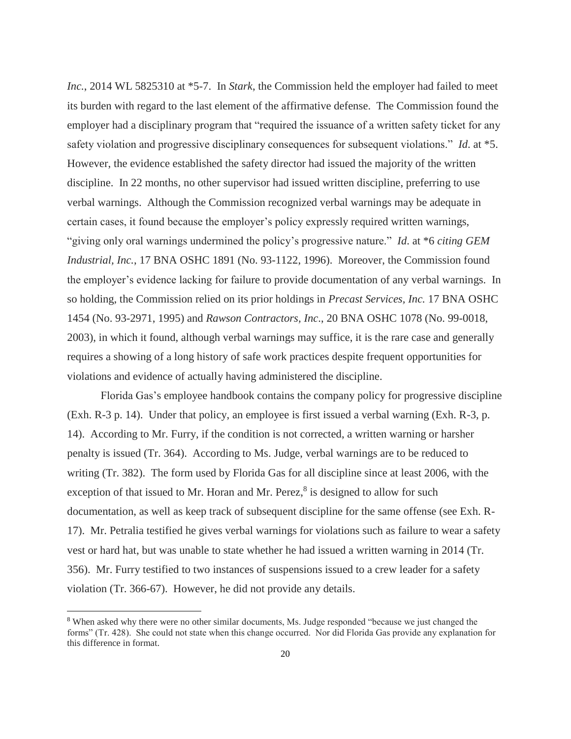*Inc.*, 2014 WL 5825310 at *5-7. In *Stark*, the Commission held the employer had failed to meet its burden with regard to the last element of the affirmative defense. The Commission found the employer had a disciplinary program that "required the issuance of a written safety ticket for any safety violation and progressive disciplinary consequences for subsequent violations." *Id*. at *5. However, the evidence established the safety director had issued the majority of the written discipline. In 22 months, no other supervisor had issued written discipline, preferring to use verbal warnings. Although the Commission recognized verbal warnings may be adequate in certain cases, it found because the employer's policy expressly required written warnings, "giving only oral warnings undermined the policy's progressive nature." *Id*. at *6 *citing GEM Industrial, Inc.*, 17 BNA OSHC 1891 (No. 93-1122, 1996). Moreover, the Commission found the employer's evidence lacking for failure to provide documentation of any verbal warnings. In so holding, the Commission relied on its prior holdings in *Precast Services, Inc.* 17 BNA OSHC 1454 (No. 93-2971, 1995) and *Rawson Contractors, Inc*., 20 BNA OSHC 1078 (No. 99-0018, 2003), in which it found, although verbal warnings may suffice, it is the rare case and generally requires a showing of a long history of safe work practices despite frequent opportunities for violations and evidence of actually having administered the discipline.

Florida Gas's employee handbook contains the company policy for progressive discipline (Exh. R-3 p. 14). Under that policy, an employee is first issued a verbal warning (Exh. R-3, p. 14). According to Mr. Furry, if the condition is not corrected, a written warning or harsher penalty is issued (Tr. 364). According to Ms. Judge, verbal warnings are to be reduced to writing (Tr. 382). The form used by Florida Gas for all discipline since at least 2006, with the exception of that issued to Mr. Horan and Mr. Perez,[8] is designed to allow for such documentation, as well as keep track of subsequent discipline for the same offense (see Exh. R-17). Mr. Petralia testified he gives verbal warnings for violations such as failure to wear a safety vest or hard hat, but was unable to state whether he had issued a written warning in 2014 (Tr. 356). Mr. Furry testified to two instances of suspensions issued to a crew leader for a safety violation (Tr. 366-67). However, he did not provide any details.

[8] When asked why there were no other similar documents, Ms. Judge responded "because we just changed the forms" (Tr. 428). She could not state when this change occurred. Nor did Florida Gas provide any explanation for this difference in format.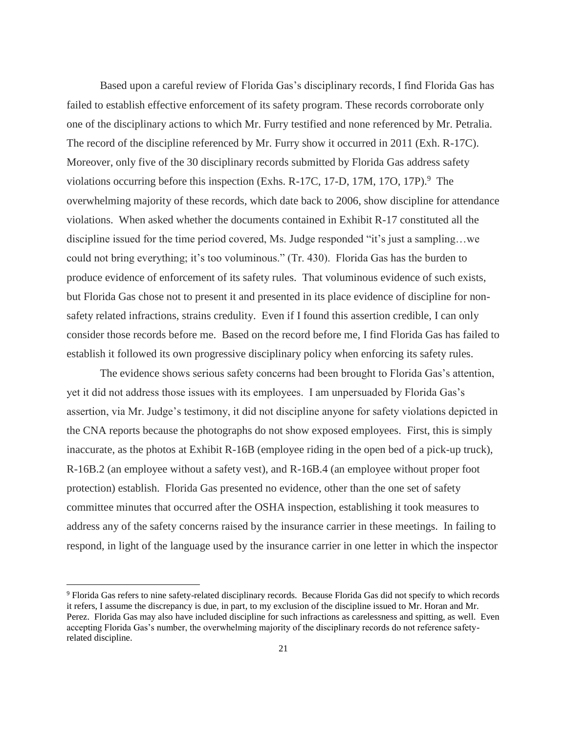Based upon a careful review of Florida Gas's disciplinary records, I find Florida Gas has failed to establish effective enforcement of its safety program. These records corroborate only one of the disciplinary actions to which Mr. Furry testified and none referenced by Mr. Petralia. The record of the discipline referenced by Mr. Furry show it occurred in 2011 (Exh. R-17C). Moreover, only five of the 30 disciplinary records submitted by Florida Gas address safety violations occurring before this inspection (Exhs. R-17C, 17-D, 17M, 17O, 17P).[9] The overwhelming majority of these records, which date back to 2006, show discipline for attendance violations. When asked whether the documents contained in Exhibit R-17 constituted all the discipline issued for the time period covered, Ms. Judge responded "it's just a sampling…we could not bring everything; it's too voluminous." (Tr. 430). Florida Gas has the burden to produce evidence of enforcement of its safety rules. That voluminous evidence of such exists, but Florida Gas chose not to present it and presented in its place evidence of discipline for non-safety related infractions, strains credulity. Even if I found this assertion credible, I can only consider those records before me. Based on the record before me, I find Florida Gas has failed to establish it followed its own progressive disciplinary policy when enforcing its safety rules.

The evidence shows serious safety concerns had been brought to Florida Gas's attention, yet it did not address those issues with its employees. I am unpersuaded by Florida Gas's assertion, via Mr. Judge's testimony, it did not discipline anyone for safety violations depicted in the CNA reports because the photographs do not show exposed employees. First, this is simply inaccurate, as the photos at Exhibit R-16B (employee riding in the open bed of a pick-up truck), R-16B.2 (an employee without a safety vest), and R-16B.4 (an employee without proper foot protection) establish. Florida Gas presented no evidence, other than the one set of safety committee minutes that occurred after the OSHA inspection, establishing it took measures to address any of the safety concerns raised by the insurance carrier in these meetings. In failing to respond, in light of the language used by the insurance carrier in one letter in which the inspector

---

[9] Florida Gas refers to nine safety-related disciplinary records. Because Florida Gas did not specify to which records it refers, I assume the discrepancy is due, in part, to my exclusion of the discipline issued to Mr. Horan and Mr. Perez. Florida Gas may also have included discipline for such infractions as carelessness and spitting, as well. Even accepting Florida Gas's number, the overwhelming majority of the disciplinary records do not reference safety-related discipline.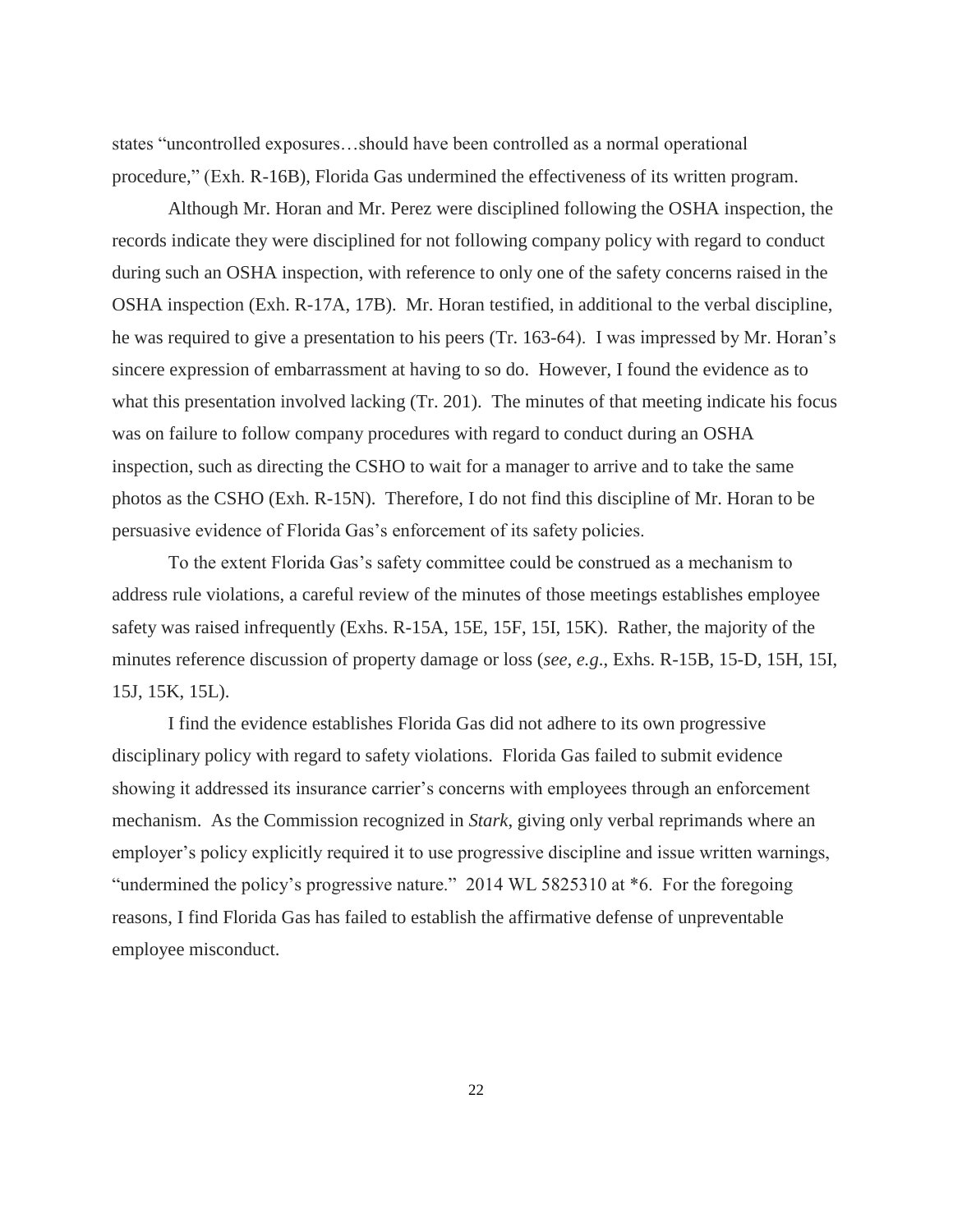states "uncontrolled exposures…should have been controlled as a normal operational procedure," (Exh. R-16B), Florida Gas undermined the effectiveness of its written program.

Although Mr. Horan and Mr. Perez were disciplined following the OSHA inspection, the records indicate they were disciplined for not following company policy with regard to conduct during such an OSHA inspection, with reference to only one of the safety concerns raised in the OSHA inspection (Exh. R-17A, 17B). Mr. Horan testified, in additional to the verbal discipline, he was required to give a presentation to his peers (Tr. 163-64). I was impressed by Mr. Horan's sincere expression of embarrassment at having to so do. However, I found the evidence as to what this presentation involved lacking (Tr. 201). The minutes of that meeting indicate his focus was on failure to follow company procedures with regard to conduct during an OSHA inspection, such as directing the CSHO to wait for a manager to arrive and to take the same photos as the CSHO (Exh. R-15N). Therefore, I do not find this discipline of Mr. Horan to be persuasive evidence of Florida Gas's enforcement of its safety policies.

To the extent Florida Gas's safety committee could be construed as a mechanism to address rule violations, a careful review of the minutes of those meetings establishes employee safety was raised infrequently (Exhs. R-15A, 15E, 15F, 15I, 15K). Rather, the majority of the minutes reference discussion of property damage or loss (*see*, *e.g*., Exhs. R-15B, 15-D, 15H, 15I, 15J, 15K, 15L).

I find the evidence establishes Florida Gas did not adhere to its own progressive disciplinary policy with regard to safety violations. Florida Gas failed to submit evidence showing it addressed its insurance carrier's concerns with employees through an enforcement mechanism. As the Commission recognized in *Stark*, giving only verbal reprimands where an employer's policy explicitly required it to use progressive discipline and issue written warnings, "undermined the policy's progressive nature." 2014 WL 5825310 at *6. For the foregoing reasons, I find Florida Gas has failed to establish the affirmative defense of unpreventable employee misconduct.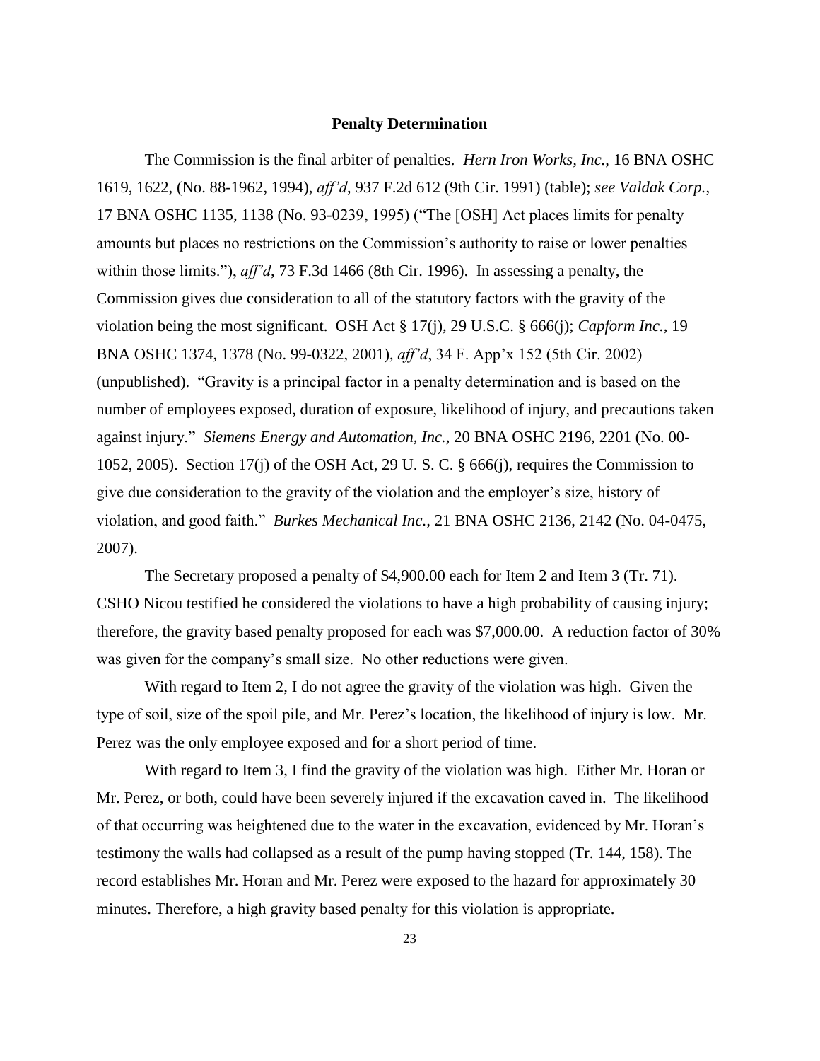## Penalty Determination

The Commission is the final arbiter of penalties. *Hern Iron Works, Inc.*, 16 BNA OSHC 1619, 1622, (No. 88-1962, 1994), *aff'd*, 937 F.2d 612 (9th Cir. 1991) (table); *see Valdak Corp.*, 17 BNA OSHC 1135, 1138 (No. 93-0239, 1995) ("The [OSH] Act places limits for penalty amounts but places no restrictions on the Commission's authority to raise or lower penalties within those limits."), *aff'd*, 73 F.3d 1466 (8th Cir. 1996). In assessing a penalty, the Commission gives due consideration to all of the statutory factors with the gravity of the violation being the most significant. OSH Act § 17(j), 29 U.S.C. § 666(j); *Capform Inc.*, 19 BNA OSHC 1374, 1378 (No. 99-0322, 2001), *aff'd*, 34 F. App'x 152 (5th Cir. 2002) (unpublished). "Gravity is a principal factor in a penalty determination and is based on the number of employees exposed, duration of exposure, likelihood of injury, and precautions taken against injury." *Siemens Energy and Automation, Inc.,* 20 BNA OSHC 2196, 2201 (No. 00-1052, 2005). Section 17(j) of the OSH Act, 29 U. S. C. § 666(j), requires the Commission to give due consideration to the gravity of the violation and the employer's size, history of violation, and good faith." *Burkes Mechanical Inc.,* 21 BNA OSHC 2136, 2142 (No. 04-0475, 2007).

The Secretary proposed a penalty of $4,900.00 each for Item 2 and Item 3 (Tr. 71). CSHO Nicou testified he considered the violations to have a high probability of causing injury; therefore, the gravity based penalty proposed for each was $7,000.00. A reduction factor of 30% was given for the company's small size. No other reductions were given.

With regard to Item 2, I do not agree the gravity of the violation was high. Given the type of soil, size of the spoil pile, and Mr. Perez's location, the likelihood of injury is low. Mr. Perez was the only employee exposed and for a short period of time.

With regard to Item 3, I find the gravity of the violation was high. Either Mr. Horan or Mr. Perez, or both, could have been severely injured if the excavation caved in. The likelihood of that occurring was heightened due to the water in the excavation, evidenced by Mr. Horan's testimony the walls had collapsed as a result of the pump having stopped (Tr. 144, 158). The record establishes Mr. Horan and Mr. Perez were exposed to the hazard for approximately 30 minutes. Therefore, a high gravity based penalty for this violation is appropriate.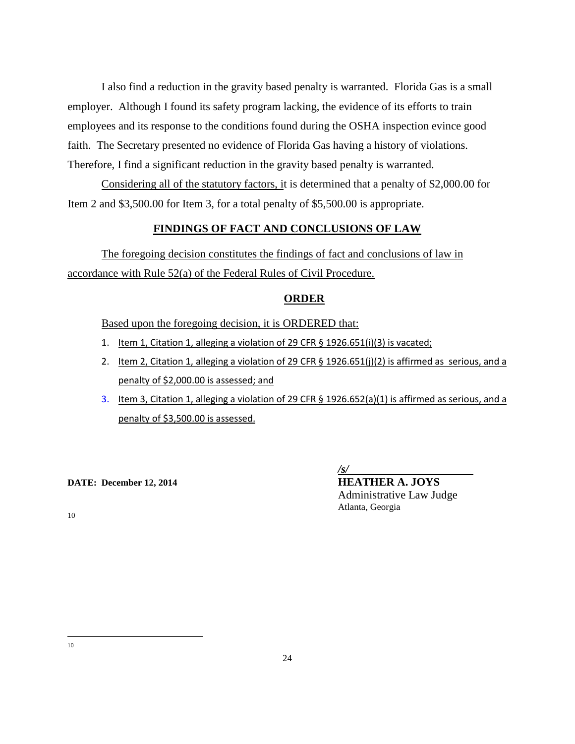I also find a reduction in the gravity based penalty is warranted. Florida Gas is a small employer. Although I found its safety program lacking, the evidence of its efforts to train employees and its response to the conditions found during the OSHA inspection evince good faith. The Secretary presented no evidence of Florida Gas having a history of violations. Therefore, I find a significant reduction in the gravity based penalty is warranted.

Considering all of the statutory factors, it is determined that a penalty of $2,000.00 for Item 2 and $3,500.00 for Item 3, for a total penalty of $5,500.00 is appropriate.

## FINDINGS OF FACT AND CONCLUSIONS OF LAW

The foregoing decision constitutes the findings of fact and conclusions of law in accordance with Rule 52(a) of the Federal Rules of Civil Procedure.

## ORDER

Based upon the foregoing decision, it is ORDERED that:

1. Item 1, Citation 1, alleging a violation of 29 CFR § 1926.651(i)(3) is vacated;
2. Item 2, Citation 1, alleging a violation of 29 CFR § 1926.651(j)(2) is affirmed as serious, and a penalty of $2,000.00 is assessed; and
3. Item 3, Citation 1, alleging a violation of 29 CFR § 1926.652(a)(1) is affirmed as serious, and a penalty of $3,500.00 is assessed.

*/s/*

**DATE: December 12, 2014**

**HEATHER A. JOYS**
Administrative Law Judge
Atlanta, Georgia

10

---

10